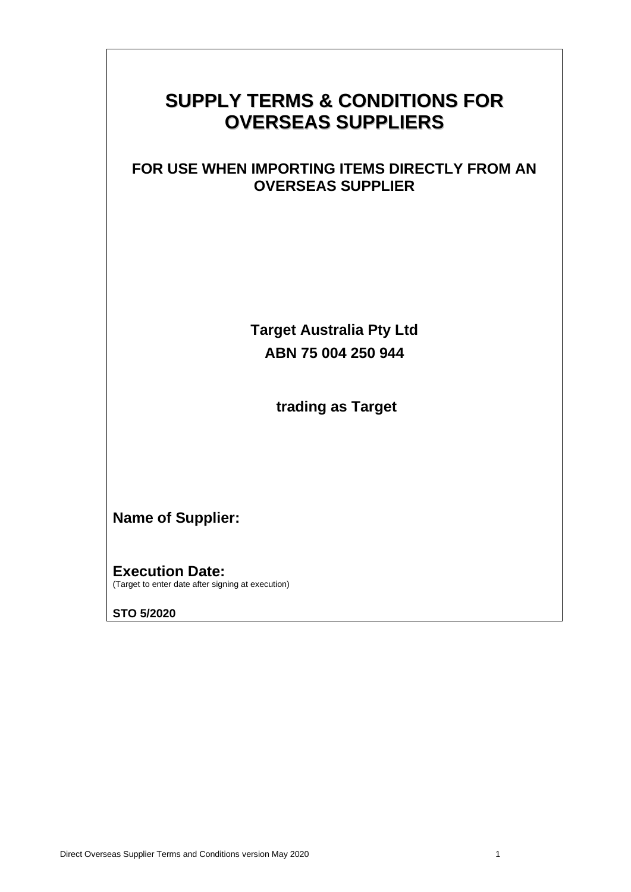# SUPPLY TERMS & CONDITIONS FOR OVERSEAS SUPPLIERS

## FOR USE WHEN IMPORTING ITEMS DIRECTLY FROM AN OVERSEAS SUPPLIER

**Target Australia Pty Ltd**

**ABN 75 004 250 944**

**trading as Target**

**Name of Supplier:**

**Execution Date:**
(Target to enter date after signing at execution)

**STO 5/2020**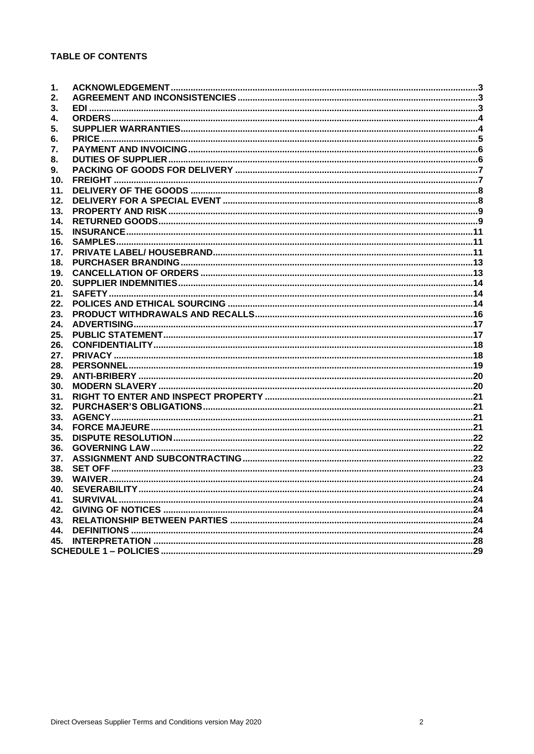**TABLE OF CONTENTS**

1. ACKNOWLEDGEMENT ........ 3
2. AGREEMENT AND INCONSISTENCIES ........ 3
3. EDI ........ 3
4. ORDERS ........ 4
5. SUPPLIER WARRANTIES ........ 4
6. PRICE ........ 5
7. PAYMENT AND INVOICING ........ 6
8. DUTIES OF SUPPLIER ........ 6
9. PACKING OF GOODS FOR DELIVERY ........ 7
10. FREIGHT ........ 7
11. DELIVERY OF THE GOODS ........ 8
12. DELIVERY FOR A SPECIAL EVENT ........ 8
13. PROPERTY AND RISK ........ 9
14. RETURNED GOODS ........ 9
15. INSURANCE ........ 11
16. SAMPLES ........ 11
17. PRIVATE LABEL/ HOUSEBRAND ........ 11
18. PURCHASER BRANDING ........ 13
19. CANCELLATION OF ORDERS ........ 13
20. SUPPLIER INDEMNITIES ........ 14
21. SAFETY ........ 14
22. POLICES AND ETHICAL SOURCING ........ 14
23. PRODUCT WITHDRAWALS AND RECALLS ........ 16
24. ADVERTISING ........ 17
25. PUBLIC STATEMENT ........ 17
26. CONFIDENTIALITY ........ 18
27. PRIVACY ........ 18
28. PERSONNEL ........ 19
29. ANTI-BRIBERY ........ 20
30. MODERN SLAVERY ........ 20
31. RIGHT TO ENTER AND INSPECT PROPERTY ........ 21
32. PURCHASER'S OBLIGATIONS ........ 21
33. AGENCY ........ 21
34. FORCE MAJEURE ........ 21
35. DISPUTE RESOLUTION ........ 22
36. GOVERNING LAW ........ 22
37. ASSIGNMENT AND SUBCONTRACTING ........ 22
38. SET OFF ........ 23
39. WAIVER ........ 24
40. SEVERABILITY ........ 24
41. SURVIVAL ........ 24
42. GIVING OF NOTICES ........ 24
43. RELATIONSHIP BETWEEN PARTIES ........ 24
44. DEFINITIONS ........ 24
45. INTERPRETATION ........ 28

SCHEDULE 1 – POLICIES ........ 29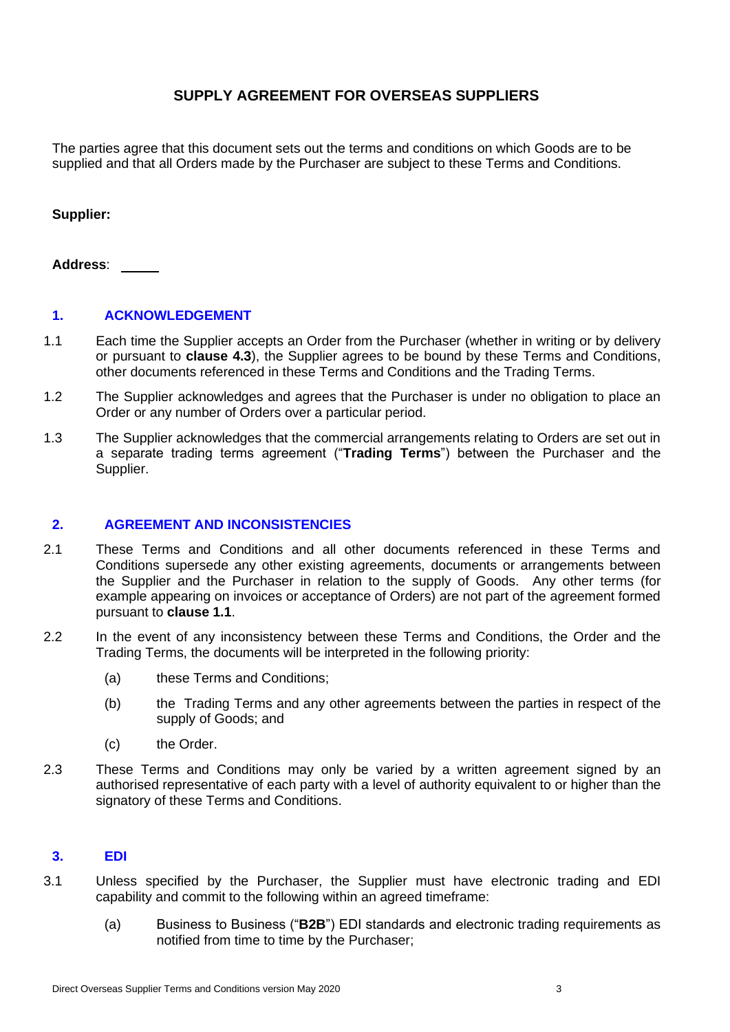# SUPPLY AGREEMENT FOR OVERSEAS SUPPLIERS

The parties agree that this document sets out the terms and conditions on which Goods are to be supplied and that all Orders made by the Purchaser are subject to these Terms and Conditions.

**Supplier:**

**Address**: \_\_\_\_\_

## 1. ACKNOWLEDGEMENT

1.1 Each time the Supplier accepts an Order from the Purchaser (whether in writing or by delivery or pursuant to **clause 4.3**), the Supplier agrees to be bound by these Terms and Conditions, other documents referenced in these Terms and Conditions and the Trading Terms.

1.2 The Supplier acknowledges and agrees that the Purchaser is under no obligation to place an Order or any number of Orders over a particular period.

1.3 The Supplier acknowledges that the commercial arrangements relating to Orders are set out in a separate trading terms agreement ("**Trading Terms**") between the Purchaser and the Supplier.

## 2. AGREEMENT AND INCONSISTENCIES

2.1 These Terms and Conditions and all other documents referenced in these Terms and Conditions supersede any other existing agreements, documents or arrangements between the Supplier and the Purchaser in relation to the supply of Goods. Any other terms (for example appearing on invoices or acceptance of Orders) are not part of the agreement formed pursuant to **clause 1.1**.

2.2 In the event of any inconsistency between these Terms and Conditions, the Order and the Trading Terms, the documents will be interpreted in the following priority:

(a) these Terms and Conditions;

(b) the Trading Terms and any other agreements between the parties in respect of the supply of Goods; and

(c) the Order.

2.3 These Terms and Conditions may only be varied by a written agreement signed by an authorised representative of each party with a level of authority equivalent to or higher than the signatory of these Terms and Conditions.

## 3. EDI

3.1 Unless specified by the Purchaser, the Supplier must have electronic trading and EDI capability and commit to the following within an agreed timeframe:

(a) Business to Business ("**B2B**") EDI standards and electronic trading requirements as notified from time to time by the Purchaser;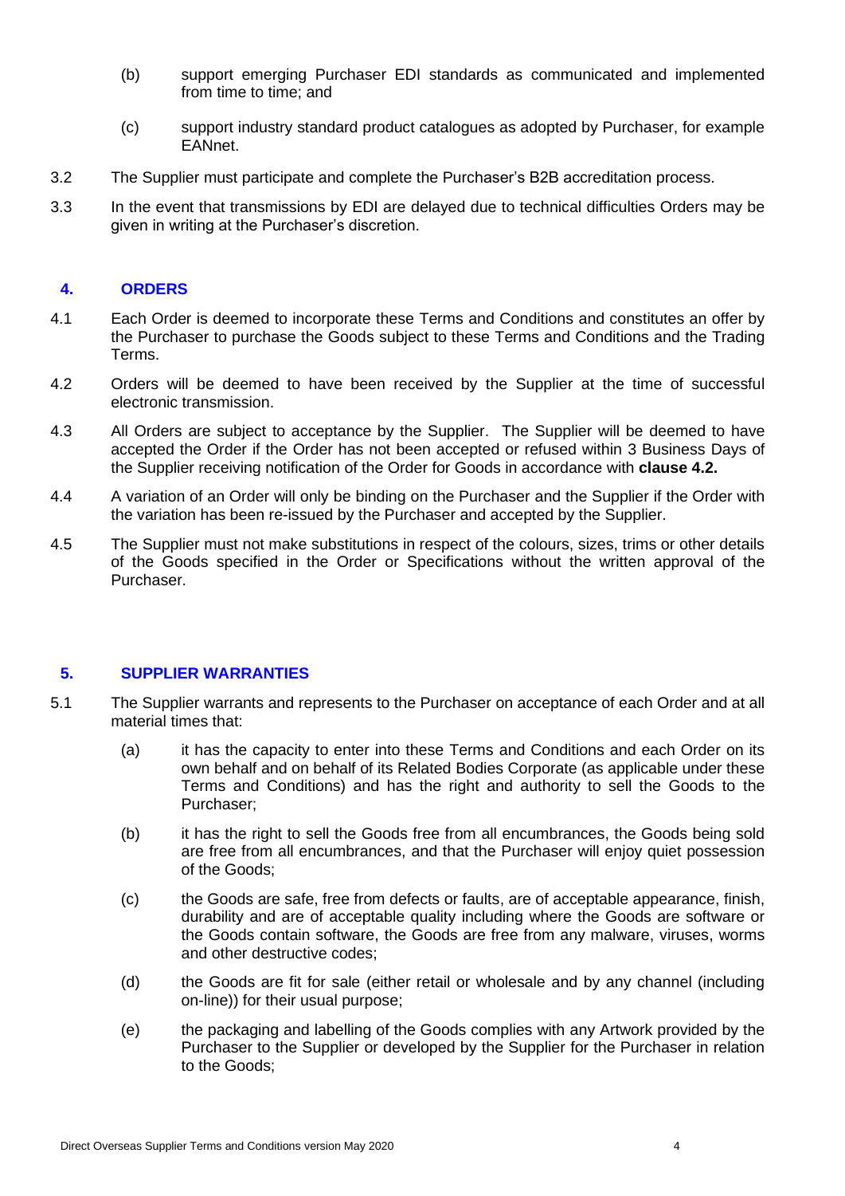(b) support emerging Purchaser EDI standards as communicated and implemented from time to time; and

(c) support industry standard product catalogues as adopted by Purchaser, for example EANnet.

3.2 The Supplier must participate and complete the Purchaser's B2B accreditation process.

3.3 In the event that transmissions by EDI are delayed due to technical difficulties Orders may be given in writing at the Purchaser's discretion.

## 4. ORDERS

4.1 Each Order is deemed to incorporate these Terms and Conditions and constitutes an offer by the Purchaser to purchase the Goods subject to these Terms and Conditions and the Trading Terms.

4.2 Orders will be deemed to have been received by the Supplier at the time of successful electronic transmission.

4.3 All Orders are subject to acceptance by the Supplier. The Supplier will be deemed to have accepted the Order if the Order has not been accepted or refused within 3 Business Days of the Supplier receiving notification of the Order for Goods in accordance with **clause 4.2.**

4.4 A variation of an Order will only be binding on the Purchaser and the Supplier if the Order with the variation has been re-issued by the Purchaser and accepted by the Supplier.

4.5 The Supplier must not make substitutions in respect of the colours, sizes, trims or other details of the Goods specified in the Order or Specifications without the written approval of the Purchaser.

## 5. SUPPLIER WARRANTIES

5.1 The Supplier warrants and represents to the Purchaser on acceptance of each Order and at all material times that:

(a) it has the capacity to enter into these Terms and Conditions and each Order on its own behalf and on behalf of its Related Bodies Corporate (as applicable under these Terms and Conditions) and has the right and authority to sell the Goods to the Purchaser;

(b) it has the right to sell the Goods free from all encumbrances, the Goods being sold are free from all encumbrances, and that the Purchaser will enjoy quiet possession of the Goods;

(c) the Goods are safe, free from defects or faults, are of acceptable appearance, finish, durability and are of acceptable quality including where the Goods are software or the Goods contain software, the Goods are free from any malware, viruses, worms and other destructive codes;

(d) the Goods are fit for sale (either retail or wholesale and by any channel (including on-line)) for their usual purpose;

(e) the packaging and labelling of the Goods complies with any Artwork provided by the Purchaser to the Supplier or developed by the Supplier for the Purchaser in relation to the Goods;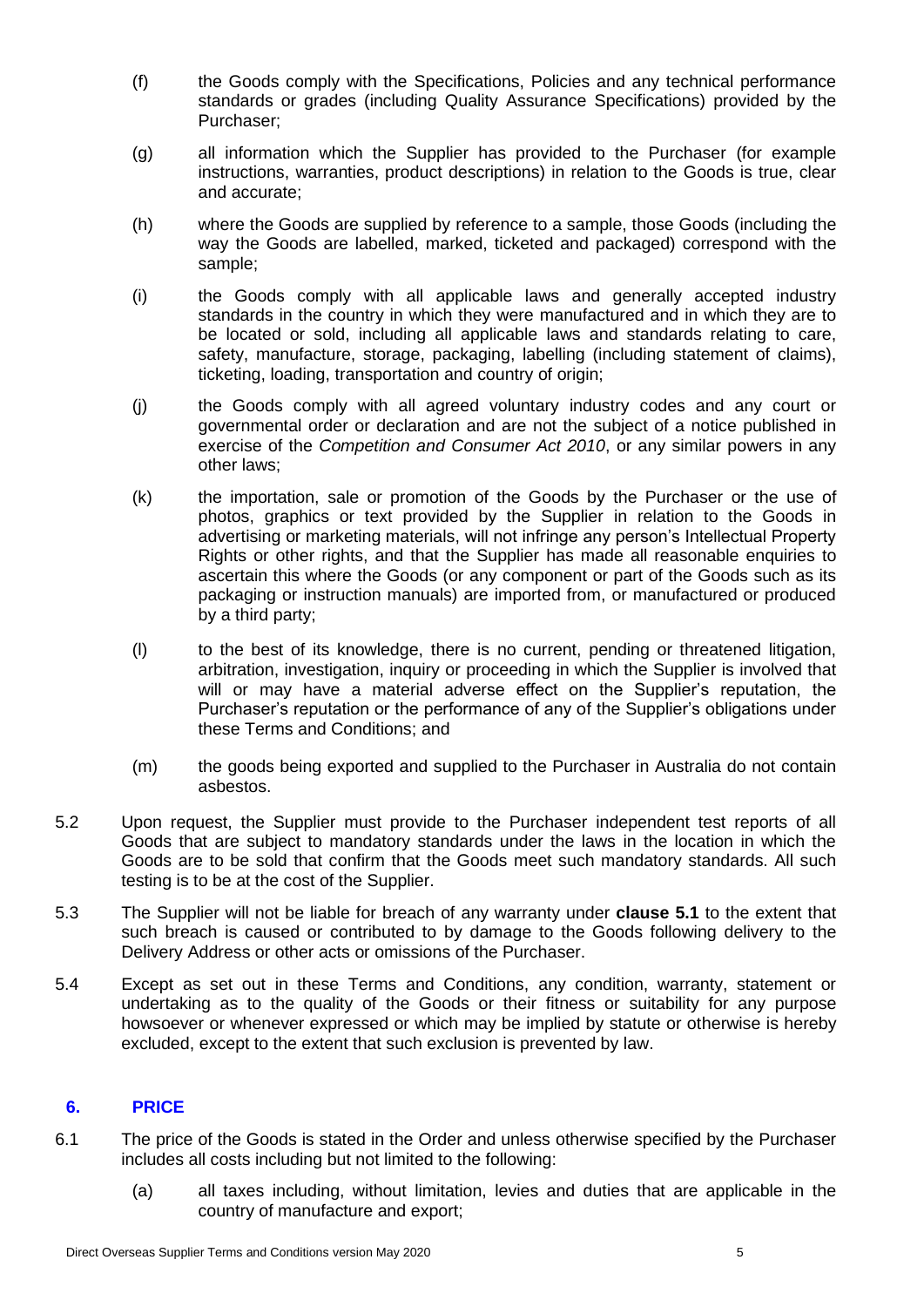(f) the Goods comply with the Specifications, Policies and any technical performance standards or grades (including Quality Assurance Specifications) provided by the Purchaser;

(g) all information which the Supplier has provided to the Purchaser (for example instructions, warranties, product descriptions) in relation to the Goods is true, clear and accurate;

(h) where the Goods are supplied by reference to a sample, those Goods (including the way the Goods are labelled, marked, ticketed and packaged) correspond with the sample;

(i) the Goods comply with all applicable laws and generally accepted industry standards in the country in which they were manufactured and in which they are to be located or sold, including all applicable laws and standards relating to care, safety, manufacture, storage, packaging, labelling (including statement of claims), ticketing, loading, transportation and country of origin;

(j) the Goods comply with all agreed voluntary industry codes and any court or governmental order or declaration and are not the subject of a notice published in exercise of the *Competition and Consumer Act 2010*, or any similar powers in any other laws;

(k) the importation, sale or promotion of the Goods by the Purchaser or the use of photos, graphics or text provided by the Supplier in relation to the Goods in advertising or marketing materials, will not infringe any person's Intellectual Property Rights or other rights, and that the Supplier has made all reasonable enquiries to ascertain this where the Goods (or any component or part of the Goods such as its packaging or instruction manuals) are imported from, or manufactured or produced by a third party;

(l) to the best of its knowledge, there is no current, pending or threatened litigation, arbitration, investigation, inquiry or proceeding in which the Supplier is involved that will or may have a material adverse effect on the Supplier's reputation, the Purchaser's reputation or the performance of any of the Supplier's obligations under these Terms and Conditions; and

(m) the goods being exported and supplied to the Purchaser in Australia do not contain asbestos.

5.2 Upon request, the Supplier must provide to the Purchaser independent test reports of all Goods that are subject to mandatory standards under the laws in the location in which the Goods are to be sold that confirm that the Goods meet such mandatory standards. All such testing is to be at the cost of the Supplier.

5.3 The Supplier will not be liable for breach of any warranty under **clause 5.1** to the extent that such breach is caused or contributed to by damage to the Goods following delivery to the Delivery Address or other acts or omissions of the Purchaser.

5.4 Except as set out in these Terms and Conditions, any condition, warranty, statement or undertaking as to the quality of the Goods or their fitness or suitability for any purpose howsoever or whenever expressed or which may be implied by statute or otherwise is hereby excluded, except to the extent that such exclusion is prevented by law.

## 6. PRICE

6.1 The price of the Goods is stated in the Order and unless otherwise specified by the Purchaser includes all costs including but not limited to the following:

(a) all taxes including, without limitation, levies and duties that are applicable in the country of manufacture and export;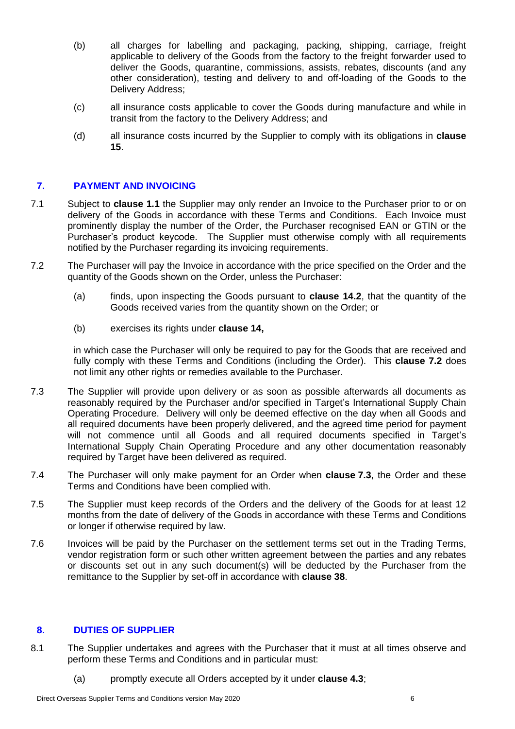(b) all charges for labelling and packaging, packing, shipping, carriage, freight applicable to delivery of the Goods from the factory to the freight forwarder used to deliver the Goods, quarantine, commissions, assists, rebates, discounts (and any other consideration), testing and delivery to and off-loading of the Goods to the Delivery Address;

(c) all insurance costs applicable to cover the Goods during manufacture and while in transit from the factory to the Delivery Address; and

(d) all insurance costs incurred by the Supplier to comply with its obligations in **clause 15**.

## 7. PAYMENT AND INVOICING

7.1 Subject to **clause 1.1** the Supplier may only render an Invoice to the Purchaser prior to or on delivery of the Goods in accordance with these Terms and Conditions. Each Invoice must prominently display the number of the Order, the Purchaser recognised EAN or GTIN or the Purchaser's product keycode. The Supplier must otherwise comply with all requirements notified by the Purchaser regarding its invoicing requirements.

7.2 The Purchaser will pay the Invoice in accordance with the price specified on the Order and the quantity of the Goods shown on the Order, unless the Purchaser:

(a) finds, upon inspecting the Goods pursuant to **clause 14.2**, that the quantity of the Goods received varies from the quantity shown on the Order; or

(b) exercises its rights under **clause 14,**

in which case the Purchaser will only be required to pay for the Goods that are received and fully comply with these Terms and Conditions (including the Order). This **clause 7.2** does not limit any other rights or remedies available to the Purchaser.

7.3 The Supplier will provide upon delivery or as soon as possible afterwards all documents as reasonably required by the Purchaser and/or specified in Target's International Supply Chain Operating Procedure. Delivery will only be deemed effective on the day when all Goods and all required documents have been properly delivered, and the agreed time period for payment will not commence until all Goods and all required documents specified in Target's International Supply Chain Operating Procedure and any other documentation reasonably required by Target have been delivered as required.

7.4 The Purchaser will only make payment for an Order when **clause 7.3**, the Order and these Terms and Conditions have been complied with.

7.5 The Supplier must keep records of the Orders and the delivery of the Goods for at least 12 months from the date of delivery of the Goods in accordance with these Terms and Conditions or longer if otherwise required by law.

7.6 Invoices will be paid by the Purchaser on the settlement terms set out in the Trading Terms, vendor registration form or such other written agreement between the parties and any rebates or discounts set out in any such document(s) will be deducted by the Purchaser from the remittance to the Supplier by set-off in accordance with **clause 38**.

## 8. DUTIES OF SUPPLIER

8.1 The Supplier undertakes and agrees with the Purchaser that it must at all times observe and perform these Terms and Conditions and in particular must:

(a) promptly execute all Orders accepted by it under **clause 4.3**;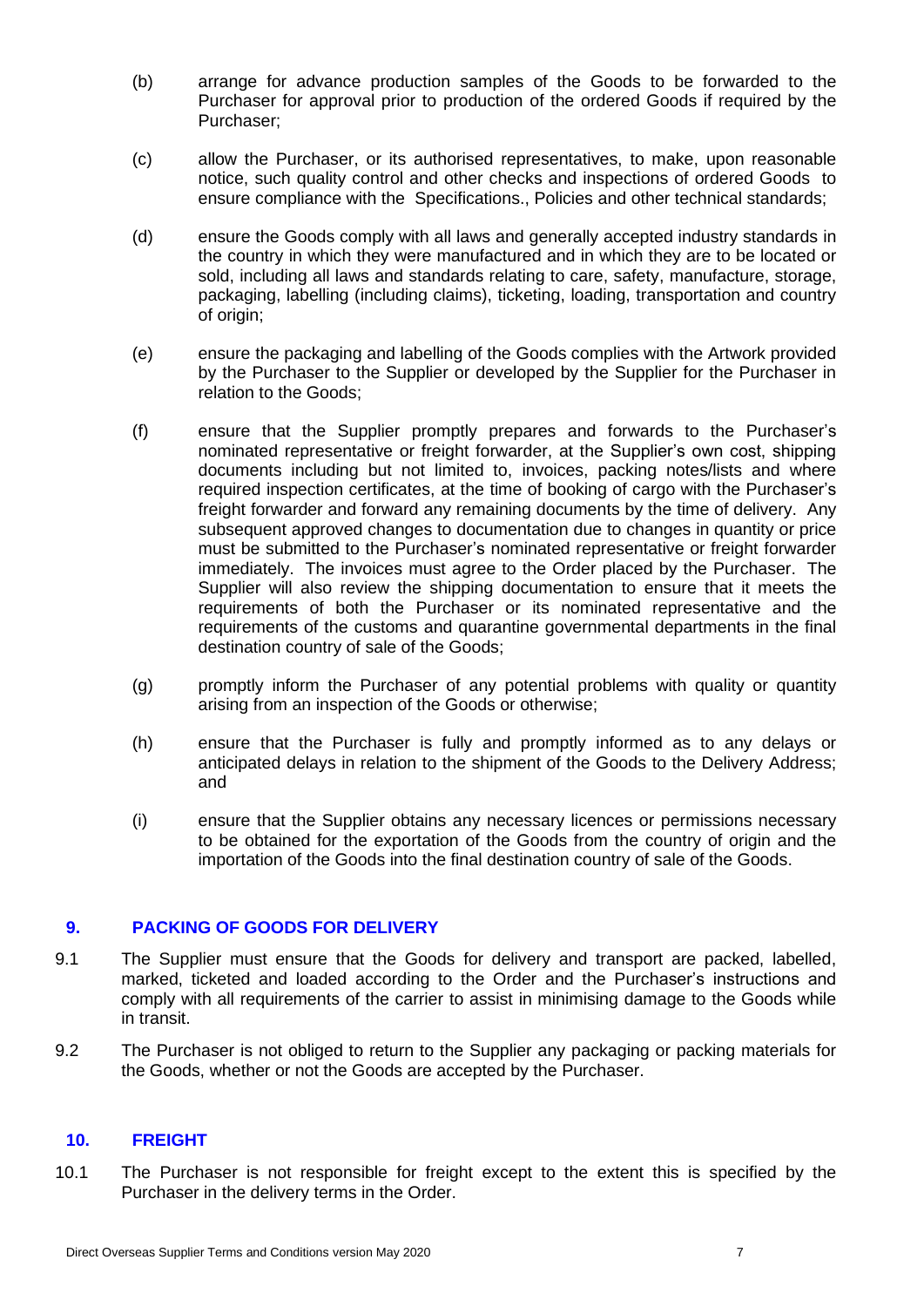(b) arrange for advance production samples of the Goods to be forwarded to the Purchaser for approval prior to production of the ordered Goods if required by the Purchaser;

(c) allow the Purchaser, or its authorised representatives, to make, upon reasonable notice, such quality control and other checks and inspections of ordered Goods to ensure compliance with the Specifications., Policies and other technical standards;

(d) ensure the Goods comply with all laws and generally accepted industry standards in the country in which they were manufactured and in which they are to be located or sold, including all laws and standards relating to care, safety, manufacture, storage, packaging, labelling (including claims), ticketing, loading, transportation and country of origin;

(e) ensure the packaging and labelling of the Goods complies with the Artwork provided by the Purchaser to the Supplier or developed by the Supplier for the Purchaser in relation to the Goods;

(f) ensure that the Supplier promptly prepares and forwards to the Purchaser's nominated representative or freight forwarder, at the Supplier's own cost, shipping documents including but not limited to, invoices, packing notes/lists and where required inspection certificates, at the time of booking of cargo with the Purchaser's freight forwarder and forward any remaining documents by the time of delivery. Any subsequent approved changes to documentation due to changes in quantity or price must be submitted to the Purchaser's nominated representative or freight forwarder immediately. The invoices must agree to the Order placed by the Purchaser. The Supplier will also review the shipping documentation to ensure that it meets the requirements of both the Purchaser or its nominated representative and the requirements of the customs and quarantine governmental departments in the final destination country of sale of the Goods;

(g) promptly inform the Purchaser of any potential problems with quality or quantity arising from an inspection of the Goods or otherwise;

(h) ensure that the Purchaser is fully and promptly informed as to any delays or anticipated delays in relation to the shipment of the Goods to the Delivery Address; and

(i) ensure that the Supplier obtains any necessary licences or permissions necessary to be obtained for the exportation of the Goods from the country of origin and the importation of the Goods into the final destination country of sale of the Goods.

## 9. PACKING OF GOODS FOR DELIVERY

9.1 The Supplier must ensure that the Goods for delivery and transport are packed, labelled, marked, ticketed and loaded according to the Order and the Purchaser's instructions and comply with all requirements of the carrier to assist in minimising damage to the Goods while in transit.

9.2 The Purchaser is not obliged to return to the Supplier any packaging or packing materials for the Goods, whether or not the Goods are accepted by the Purchaser.

## 10. FREIGHT

10.1 The Purchaser is not responsible for freight except to the extent this is specified by the Purchaser in the delivery terms in the Order.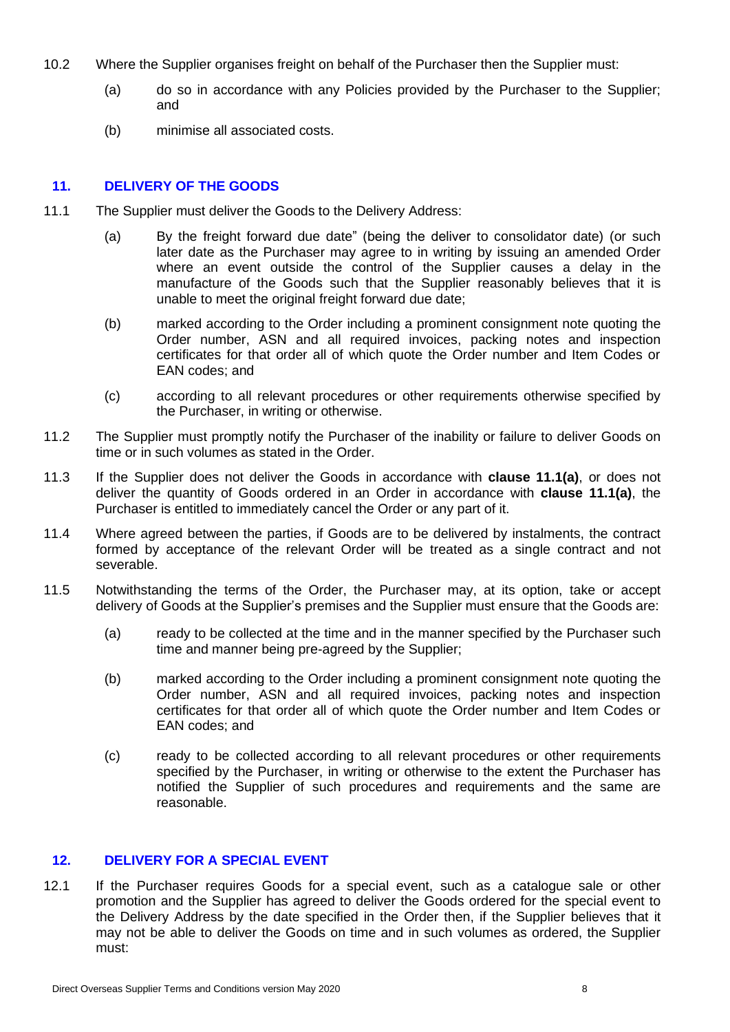10.2 Where the Supplier organises freight on behalf of the Purchaser then the Supplier must:

(a) do so in accordance with any Policies provided by the Purchaser to the Supplier; and

(b) minimise all associated costs.

## 11. DELIVERY OF THE GOODS

11.1 The Supplier must deliver the Goods to the Delivery Address:

(a) By the freight forward due date" (being the deliver to consolidator date) (or such later date as the Purchaser may agree to in writing by issuing an amended Order where an event outside the control of the Supplier causes a delay in the manufacture of the Goods such that the Supplier reasonably believes that it is unable to meet the original freight forward due date;

(b) marked according to the Order including a prominent consignment note quoting the Order number, ASN and all required invoices, packing notes and inspection certificates for that order all of which quote the Order number and Item Codes or EAN codes; and

(c) according to all relevant procedures or other requirements otherwise specified by the Purchaser, in writing or otherwise.

11.2 The Supplier must promptly notify the Purchaser of the inability or failure to deliver Goods on time or in such volumes as stated in the Order.

11.3 If the Supplier does not deliver the Goods in accordance with **clause 11.1(a)**, or does not deliver the quantity of Goods ordered in an Order in accordance with **clause 11.1(a)**, the Purchaser is entitled to immediately cancel the Order or any part of it.

11.4 Where agreed between the parties, if Goods are to be delivered by instalments, the contract formed by acceptance of the relevant Order will be treated as a single contract and not severable.

11.5 Notwithstanding the terms of the Order, the Purchaser may, at its option, take or accept delivery of Goods at the Supplier's premises and the Supplier must ensure that the Goods are:

(a) ready to be collected at the time and in the manner specified by the Purchaser such time and manner being pre-agreed by the Supplier;

(b) marked according to the Order including a prominent consignment note quoting the Order number, ASN and all required invoices, packing notes and inspection certificates for that order all of which quote the Order number and Item Codes or EAN codes; and

(c) ready to be collected according to all relevant procedures or other requirements specified by the Purchaser, in writing or otherwise to the extent the Purchaser has notified the Supplier of such procedures and requirements and the same are reasonable.

## 12. DELIVERY FOR A SPECIAL EVENT

12.1 If the Purchaser requires Goods for a special event, such as a catalogue sale or other promotion and the Supplier has agreed to deliver the Goods ordered for the special event to the Delivery Address by the date specified in the Order then, if the Supplier believes that it may not be able to deliver the Goods on time and in such volumes as ordered, the Supplier must: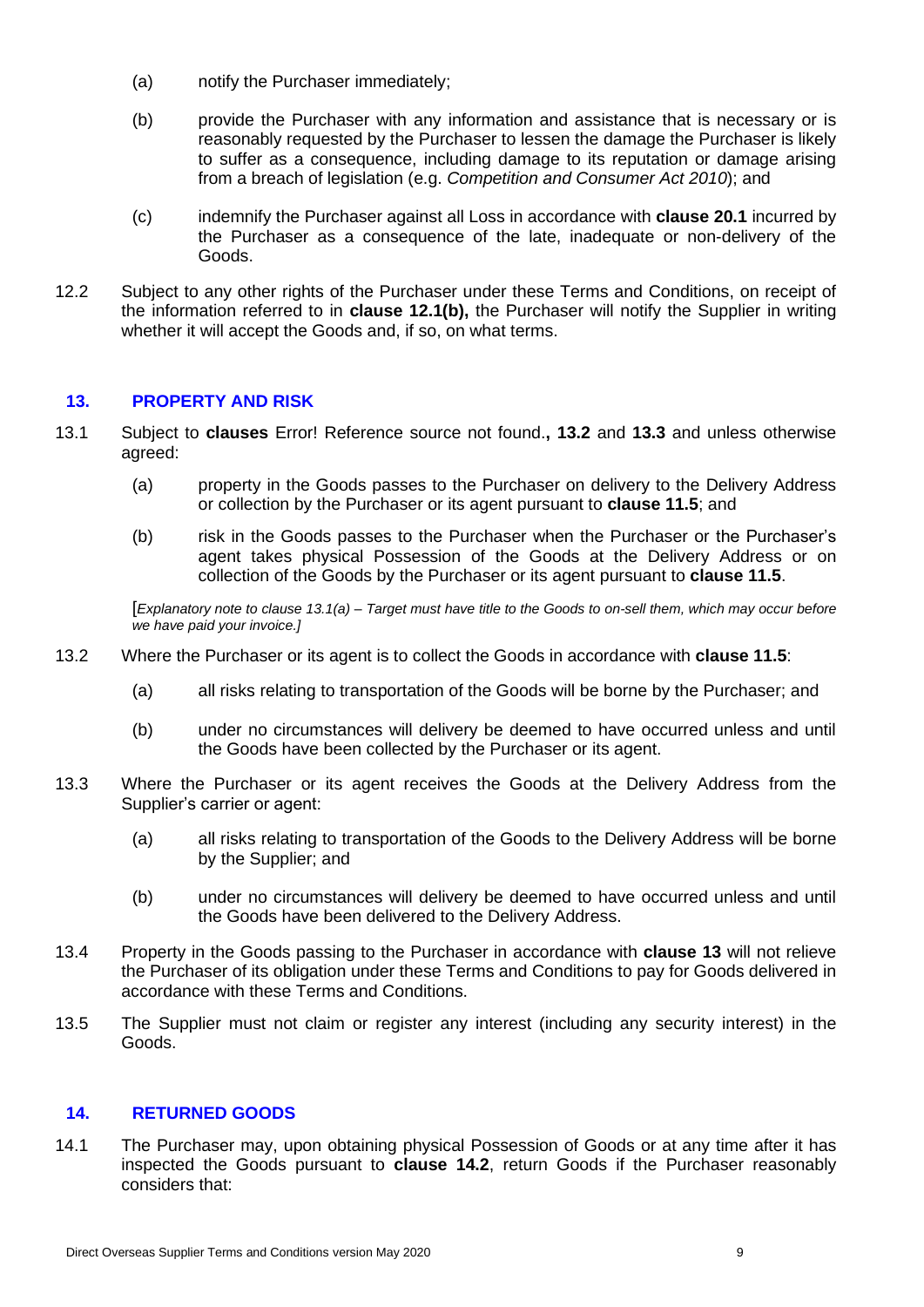(a) notify the Purchaser immediately;

(b) provide the Purchaser with any information and assistance that is necessary or is reasonably requested by the Purchaser to lessen the damage the Purchaser is likely to suffer as a consequence, including damage to its reputation or damage arising from a breach of legislation (e.g. *Competition and Consumer Act 2010*); and

(c) indemnify the Purchaser against all Loss in accordance with **clause 20.1** incurred by the Purchaser as a consequence of the late, inadequate or non-delivery of the Goods.

12.2 Subject to any other rights of the Purchaser under these Terms and Conditions, on receipt of the information referred to in **clause 12.1(b),** the Purchaser will notify the Supplier in writing whether it will accept the Goods and, if so, on what terms.

## 13. PROPERTY AND RISK

13.1 Subject to **clauses** Error! Reference source not found.**, 13.2** and **13.3** and unless otherwise agreed:

(a) property in the Goods passes to the Purchaser on delivery to the Delivery Address or collection by the Purchaser or its agent pursuant to **clause 11.5**; and

(b) risk in the Goods passes to the Purchaser when the Purchaser or the Purchaser's agent takes physical Possession of the Goods at the Delivery Address or on collection of the Goods by the Purchaser or its agent pursuant to **clause 11.5**.

[*Explanatory note to clause 13.1(a) – Target must have title to the Goods to on-sell them, which may occur before we have paid your invoice.]*

13.2 Where the Purchaser or its agent is to collect the Goods in accordance with **clause 11.5**:

(a) all risks relating to transportation of the Goods will be borne by the Purchaser; and

(b) under no circumstances will delivery be deemed to have occurred unless and until the Goods have been collected by the Purchaser or its agent.

13.3 Where the Purchaser or its agent receives the Goods at the Delivery Address from the Supplier's carrier or agent:

(a) all risks relating to transportation of the Goods to the Delivery Address will be borne by the Supplier; and

(b) under no circumstances will delivery be deemed to have occurred unless and until the Goods have been delivered to the Delivery Address.

13.4 Property in the Goods passing to the Purchaser in accordance with **clause 13** will not relieve the Purchaser of its obligation under these Terms and Conditions to pay for Goods delivered in accordance with these Terms and Conditions.

13.5 The Supplier must not claim or register any interest (including any security interest) in the Goods.

## 14. RETURNED GOODS

14.1 The Purchaser may, upon obtaining physical Possession of Goods or at any time after it has inspected the Goods pursuant to **clause 14.2**, return Goods if the Purchaser reasonably considers that: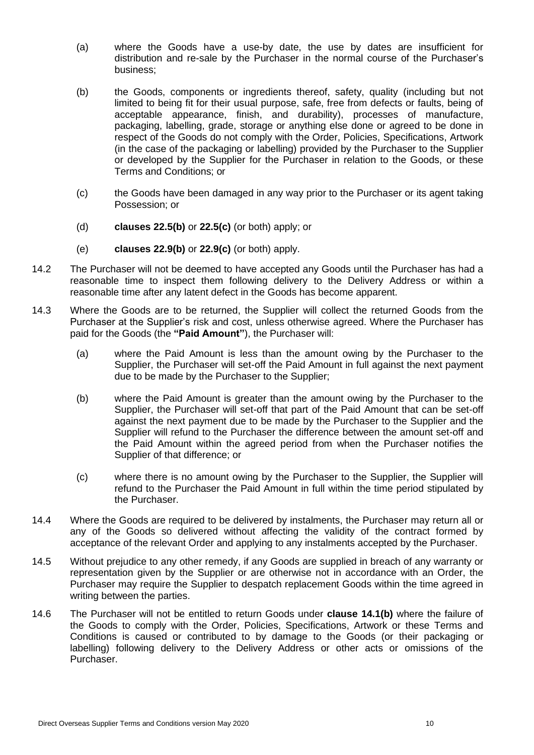(a) where the Goods have a use-by date, the use by dates are insufficient for distribution and re-sale by the Purchaser in the normal course of the Purchaser's business;

(b) the Goods, components or ingredients thereof, safety, quality (including but not limited to being fit for their usual purpose, safe, free from defects or faults, being of acceptable appearance, finish, and durability), processes of manufacture, packaging, labelling, grade, storage or anything else done or agreed to be done in respect of the Goods do not comply with the Order, Policies, Specifications, Artwork (in the case of the packaging or labelling) provided by the Purchaser to the Supplier or developed by the Supplier for the Purchaser in relation to the Goods, or these Terms and Conditions; or

(c) the Goods have been damaged in any way prior to the Purchaser or its agent taking Possession; or

(d) **clauses 22.5(b)** or **22.5(c)** (or both) apply; or

(e) **clauses 22.9(b)** or **22.9(c)** (or both) apply.

14.2 The Purchaser will not be deemed to have accepted any Goods until the Purchaser has had a reasonable time to inspect them following delivery to the Delivery Address or within a reasonable time after any latent defect in the Goods has become apparent.

14.3 Where the Goods are to be returned, the Supplier will collect the returned Goods from the Purchaser at the Supplier's risk and cost, unless otherwise agreed. Where the Purchaser has paid for the Goods (the **"Paid Amount"**), the Purchaser will:

(a) where the Paid Amount is less than the amount owing by the Purchaser to the Supplier, the Purchaser will set-off the Paid Amount in full against the next payment due to be made by the Purchaser to the Supplier;

(b) where the Paid Amount is greater than the amount owing by the Purchaser to the Supplier, the Purchaser will set-off that part of the Paid Amount that can be set-off against the next payment due to be made by the Purchaser to the Supplier and the Supplier will refund to the Purchaser the difference between the amount set-off and the Paid Amount within the agreed period from when the Purchaser notifies the Supplier of that difference; or

(c) where there is no amount owing by the Purchaser to the Supplier, the Supplier will refund to the Purchaser the Paid Amount in full within the time period stipulated by the Purchaser.

14.4 Where the Goods are required to be delivered by instalments, the Purchaser may return all or any of the Goods so delivered without affecting the validity of the contract formed by acceptance of the relevant Order and applying to any instalments accepted by the Purchaser.

14.5 Without prejudice to any other remedy, if any Goods are supplied in breach of any warranty or representation given by the Supplier or are otherwise not in accordance with an Order, the Purchaser may require the Supplier to despatch replacement Goods within the time agreed in writing between the parties.

14.6 The Purchaser will not be entitled to return Goods under **clause 14.1(b)** where the failure of the Goods to comply with the Order, Policies, Specifications, Artwork or these Terms and Conditions is caused or contributed to by damage to the Goods (or their packaging or labelling) following delivery to the Delivery Address or other acts or omissions of the Purchaser.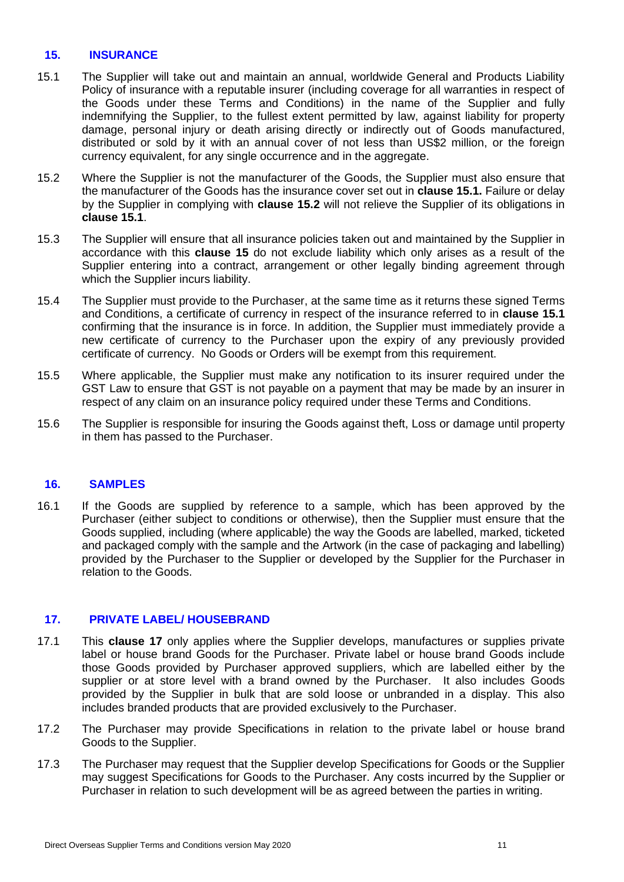## 15. INSURANCE

15.1 The Supplier will take out and maintain an annual, worldwide General and Products Liability Policy of insurance with a reputable insurer (including coverage for all warranties in respect of the Goods under these Terms and Conditions) in the name of the Supplier and fully indemnifying the Supplier, to the fullest extent permitted by law, against liability for property damage, personal injury or death arising directly or indirectly out of Goods manufactured, distributed or sold by it with an annual cover of not less than US$2 million, or the foreign currency equivalent, for any single occurrence and in the aggregate.

15.2 Where the Supplier is not the manufacturer of the Goods, the Supplier must also ensure that the manufacturer of the Goods has the insurance cover set out in **clause 15.1.** Failure or delay by the Supplier in complying with **clause 15.2** will not relieve the Supplier of its obligations in **clause 15.1**.

15.3 The Supplier will ensure that all insurance policies taken out and maintained by the Supplier in accordance with this **clause 15** do not exclude liability which only arises as a result of the Supplier entering into a contract, arrangement or other legally binding agreement through which the Supplier incurs liability.

15.4 The Supplier must provide to the Purchaser, at the same time as it returns these signed Terms and Conditions, a certificate of currency in respect of the insurance referred to in **clause 15.1** confirming that the insurance is in force. In addition, the Supplier must immediately provide a new certificate of currency to the Purchaser upon the expiry of any previously provided certificate of currency. No Goods or Orders will be exempt from this requirement.

15.5 Where applicable, the Supplier must make any notification to its insurer required under the GST Law to ensure that GST is not payable on a payment that may be made by an insurer in respect of any claim on an insurance policy required under these Terms and Conditions.

15.6 The Supplier is responsible for insuring the Goods against theft, Loss or damage until property in them has passed to the Purchaser.

## 16. SAMPLES

16.1 If the Goods are supplied by reference to a sample, which has been approved by the Purchaser (either subject to conditions or otherwise), then the Supplier must ensure that the Goods supplied, including (where applicable) the way the Goods are labelled, marked, ticketed and packaged comply with the sample and the Artwork (in the case of packaging and labelling) provided by the Purchaser to the Supplier or developed by the Supplier for the Purchaser in relation to the Goods.

## 17. PRIVATE LABEL/ HOUSEBRAND

17.1 This **clause 17** only applies where the Supplier develops, manufactures or supplies private label or house brand Goods for the Purchaser. Private label or house brand Goods include those Goods provided by Purchaser approved suppliers, which are labelled either by the supplier or at store level with a brand owned by the Purchaser. It also includes Goods provided by the Supplier in bulk that are sold loose or unbranded in a display. This also includes branded products that are provided exclusively to the Purchaser.

17.2 The Purchaser may provide Specifications in relation to the private label or house brand Goods to the Supplier.

17.3 The Purchaser may request that the Supplier develop Specifications for Goods or the Supplier may suggest Specifications for Goods to the Purchaser. Any costs incurred by the Supplier or Purchaser in relation to such development will be as agreed between the parties in writing.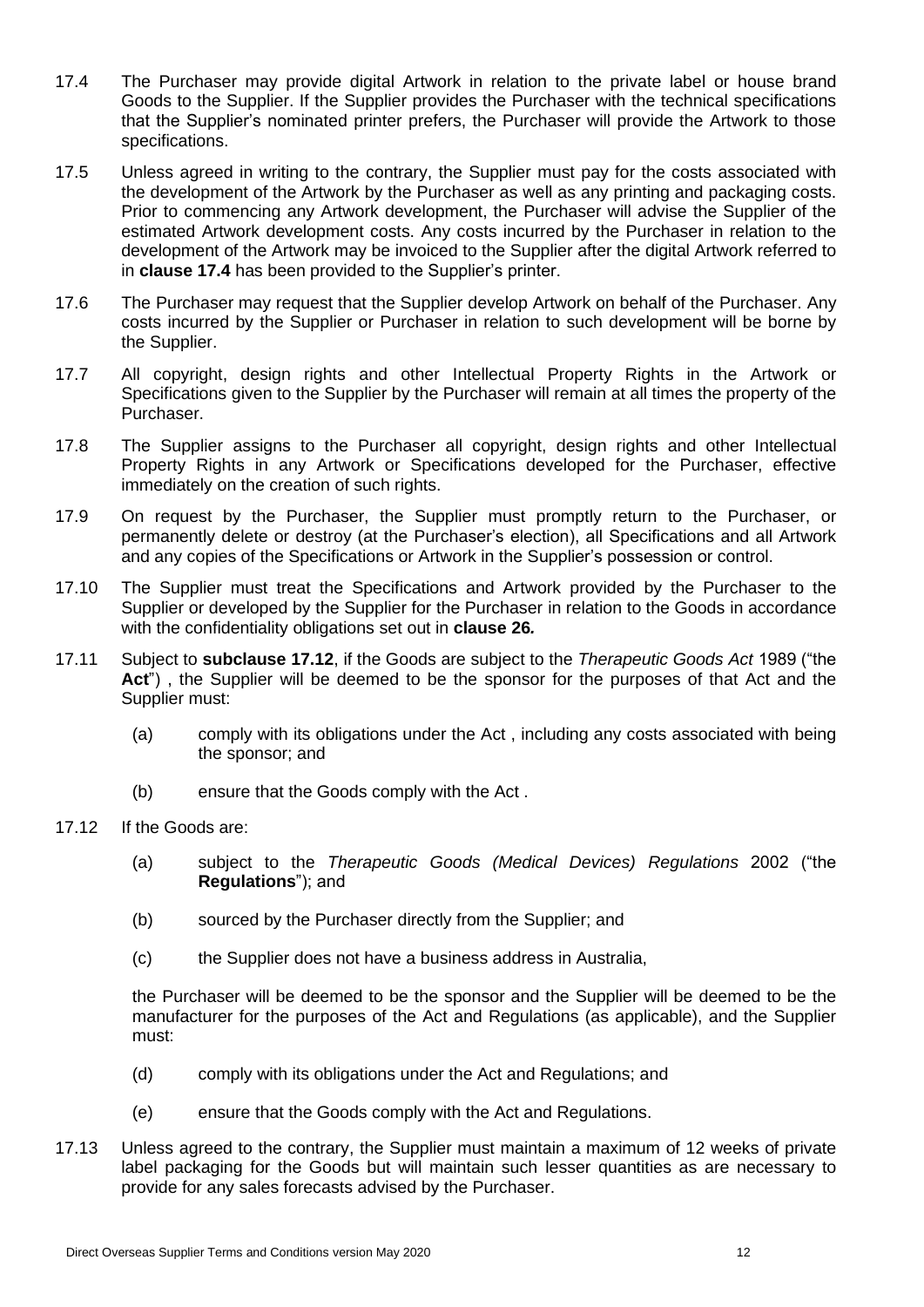17.4 The Purchaser may provide digital Artwork in relation to the private label or house brand Goods to the Supplier. If the Supplier provides the Purchaser with the technical specifications that the Supplier's nominated printer prefers, the Purchaser will provide the Artwork to those specifications.

17.5 Unless agreed in writing to the contrary, the Supplier must pay for the costs associated with the development of the Artwork by the Purchaser as well as any printing and packaging costs. Prior to commencing any Artwork development, the Purchaser will advise the Supplier of the estimated Artwork development costs. Any costs incurred by the Purchaser in relation to the development of the Artwork may be invoiced to the Supplier after the digital Artwork referred to in **clause 17.4** has been provided to the Supplier's printer.

17.6 The Purchaser may request that the Supplier develop Artwork on behalf of the Purchaser. Any costs incurred by the Supplier or Purchaser in relation to such development will be borne by the Supplier.

17.7 All copyright, design rights and other Intellectual Property Rights in the Artwork or Specifications given to the Supplier by the Purchaser will remain at all times the property of the Purchaser.

17.8 The Supplier assigns to the Purchaser all copyright, design rights and other Intellectual Property Rights in any Artwork or Specifications developed for the Purchaser, effective immediately on the creation of such rights.

17.9 On request by the Purchaser, the Supplier must promptly return to the Purchaser, or permanently delete or destroy (at the Purchaser's election), all Specifications and all Artwork and any copies of the Specifications or Artwork in the Supplier's possession or control.

17.10 The Supplier must treat the Specifications and Artwork provided by the Purchaser to the Supplier or developed by the Supplier for the Purchaser in relation to the Goods in accordance with the confidentiality obligations set out in **clause 26***.*

17.11 Subject to **subclause 17.12**, if the Goods are subject to the *Therapeutic Goods Act* 1989 ("the **Act**") , the Supplier will be deemed to be the sponsor for the purposes of that Act and the Supplier must:

(a) comply with its obligations under the Act , including any costs associated with being the sponsor; and

(b) ensure that the Goods comply with the Act .

17.12 If the Goods are:

(a) subject to the *Therapeutic Goods (Medical Devices) Regulations* 2002 ("the **Regulations**"); and

(b) sourced by the Purchaser directly from the Supplier; and

(c) the Supplier does not have a business address in Australia,

the Purchaser will be deemed to be the sponsor and the Supplier will be deemed to be the manufacturer for the purposes of the Act and Regulations (as applicable), and the Supplier must:

(d) comply with its obligations under the Act and Regulations; and

(e) ensure that the Goods comply with the Act and Regulations.

17.13 Unless agreed to the contrary, the Supplier must maintain a maximum of 12 weeks of private label packaging for the Goods but will maintain such lesser quantities as are necessary to provide for any sales forecasts advised by the Purchaser.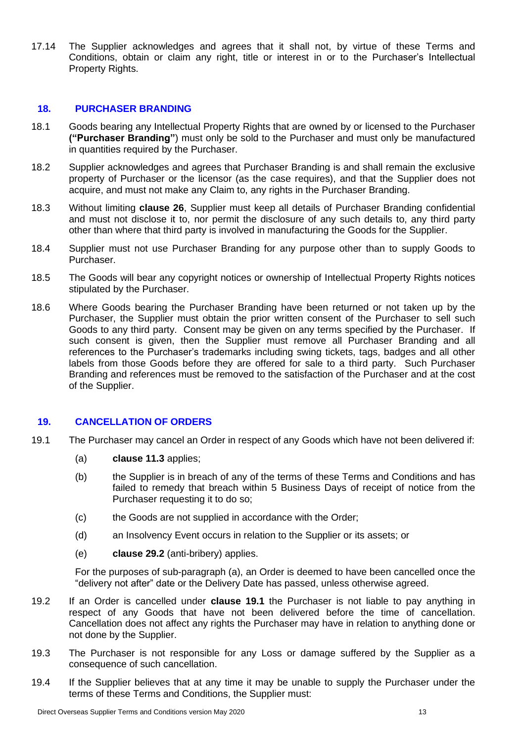17.14 The Supplier acknowledges and agrees that it shall not, by virtue of these Terms and Conditions, obtain or claim any right, title or interest in or to the Purchaser's Intellectual Property Rights.

## 18. PURCHASER BRANDING

18.1 Goods bearing any Intellectual Property Rights that are owned by or licensed to the Purchaser **("Purchaser Branding"**) must only be sold to the Purchaser and must only be manufactured in quantities required by the Purchaser.

18.2 Supplier acknowledges and agrees that Purchaser Branding is and shall remain the exclusive property of Purchaser or the licensor (as the case requires), and that the Supplier does not acquire, and must not make any Claim to, any rights in the Purchaser Branding.

18.3 Without limiting **clause 26**, Supplier must keep all details of Purchaser Branding confidential and must not disclose it to, nor permit the disclosure of any such details to, any third party other than where that third party is involved in manufacturing the Goods for the Supplier.

18.4 Supplier must not use Purchaser Branding for any purpose other than to supply Goods to Purchaser.

18.5 The Goods will bear any copyright notices or ownership of Intellectual Property Rights notices stipulated by the Purchaser.

18.6 Where Goods bearing the Purchaser Branding have been returned or not taken up by the Purchaser, the Supplier must obtain the prior written consent of the Purchaser to sell such Goods to any third party. Consent may be given on any terms specified by the Purchaser. If such consent is given, then the Supplier must remove all Purchaser Branding and all references to the Purchaser's trademarks including swing tickets, tags, badges and all other labels from those Goods before they are offered for sale to a third party. Such Purchaser Branding and references must be removed to the satisfaction of the Purchaser and at the cost of the Supplier.

## 19. CANCELLATION OF ORDERS

19.1 The Purchaser may cancel an Order in respect of any Goods which have not been delivered if:

(a) **clause 11.3** applies;

(b) the Supplier is in breach of any of the terms of these Terms and Conditions and has failed to remedy that breach within 5 Business Days of receipt of notice from the Purchaser requesting it to do so;

(c) the Goods are not supplied in accordance with the Order;

(d) an Insolvency Event occurs in relation to the Supplier or its assets; or

(e) **clause 29.2** (anti-bribery) applies.

For the purposes of sub-paragraph (a), an Order is deemed to have been cancelled once the "delivery not after" date or the Delivery Date has passed, unless otherwise agreed.

19.2 If an Order is cancelled under **clause 19.1** the Purchaser is not liable to pay anything in respect of any Goods that have not been delivered before the time of cancellation. Cancellation does not affect any rights the Purchaser may have in relation to anything done or not done by the Supplier.

19.3 The Purchaser is not responsible for any Loss or damage suffered by the Supplier as a consequence of such cancellation.

19.4 If the Supplier believes that at any time it may be unable to supply the Purchaser under the terms of these Terms and Conditions, the Supplier must: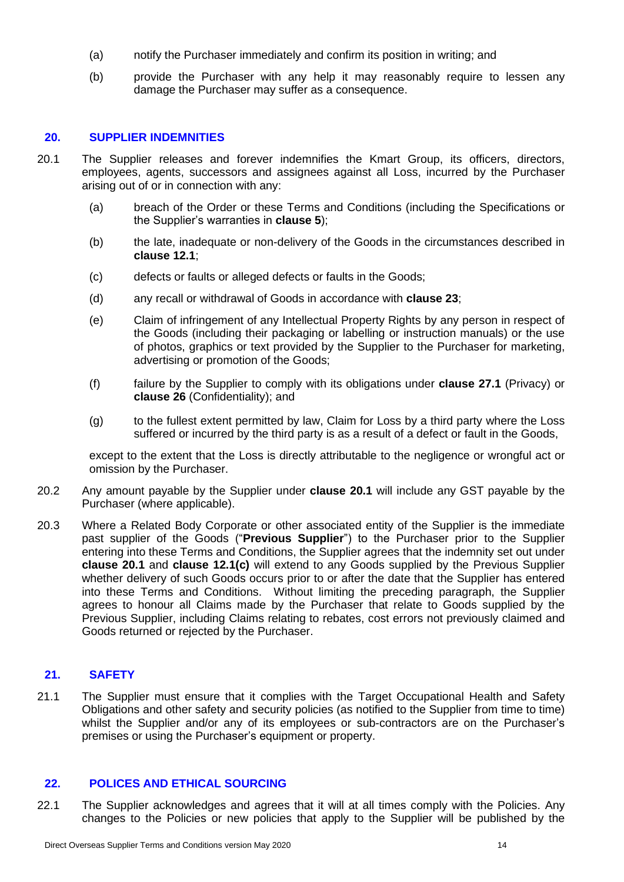(a) notify the Purchaser immediately and confirm its position in writing; and

(b) provide the Purchaser with any help it may reasonably require to lessen any damage the Purchaser may suffer as a consequence.

## 20. SUPPLIER INDEMNITIES

20.1 The Supplier releases and forever indemnifies the Kmart Group, its officers, directors, employees, agents, successors and assignees against all Loss, incurred by the Purchaser arising out of or in connection with any:

(a) breach of the Order or these Terms and Conditions (including the Specifications or the Supplier's warranties in **clause 5**);

(b) the late, inadequate or non-delivery of the Goods in the circumstances described in **clause 12.1**;

(c) defects or faults or alleged defects or faults in the Goods;

(d) any recall or withdrawal of Goods in accordance with **clause 23**;

(e) Claim of infringement of any Intellectual Property Rights by any person in respect of the Goods (including their packaging or labelling or instruction manuals) or the use of photos, graphics or text provided by the Supplier to the Purchaser for marketing, advertising or promotion of the Goods;

(f) failure by the Supplier to comply with its obligations under **clause 27.1** (Privacy) or **clause 26** (Confidentiality); and

(g) to the fullest extent permitted by law, Claim for Loss by a third party where the Loss suffered or incurred by the third party is as a result of a defect or fault in the Goods,

except to the extent that the Loss is directly attributable to the negligence or wrongful act or omission by the Purchaser.

20.2 Any amount payable by the Supplier under **clause 20.1** will include any GST payable by the Purchaser (where applicable).

20.3 Where a Related Body Corporate or other associated entity of the Supplier is the immediate past supplier of the Goods ("**Previous Supplier**") to the Purchaser prior to the Supplier entering into these Terms and Conditions, the Supplier agrees that the indemnity set out under **clause 20.1** and **clause 12.1(c)** will extend to any Goods supplied by the Previous Supplier whether delivery of such Goods occurs prior to or after the date that the Supplier has entered into these Terms and Conditions. Without limiting the preceding paragraph, the Supplier agrees to honour all Claims made by the Purchaser that relate to Goods supplied by the Previous Supplier, including Claims relating to rebates, cost errors not previously claimed and Goods returned or rejected by the Purchaser.

## 21. SAFETY

21.1 The Supplier must ensure that it complies with the Target Occupational Health and Safety Obligations and other safety and security policies (as notified to the Supplier from time to time) whilst the Supplier and/or any of its employees or sub-contractors are on the Purchaser's premises or using the Purchaser's equipment or property.

## 22. POLICES AND ETHICAL SOURCING

22.1 The Supplier acknowledges and agrees that it will at all times comply with the Policies. Any changes to the Policies or new policies that apply to the Supplier will be published by the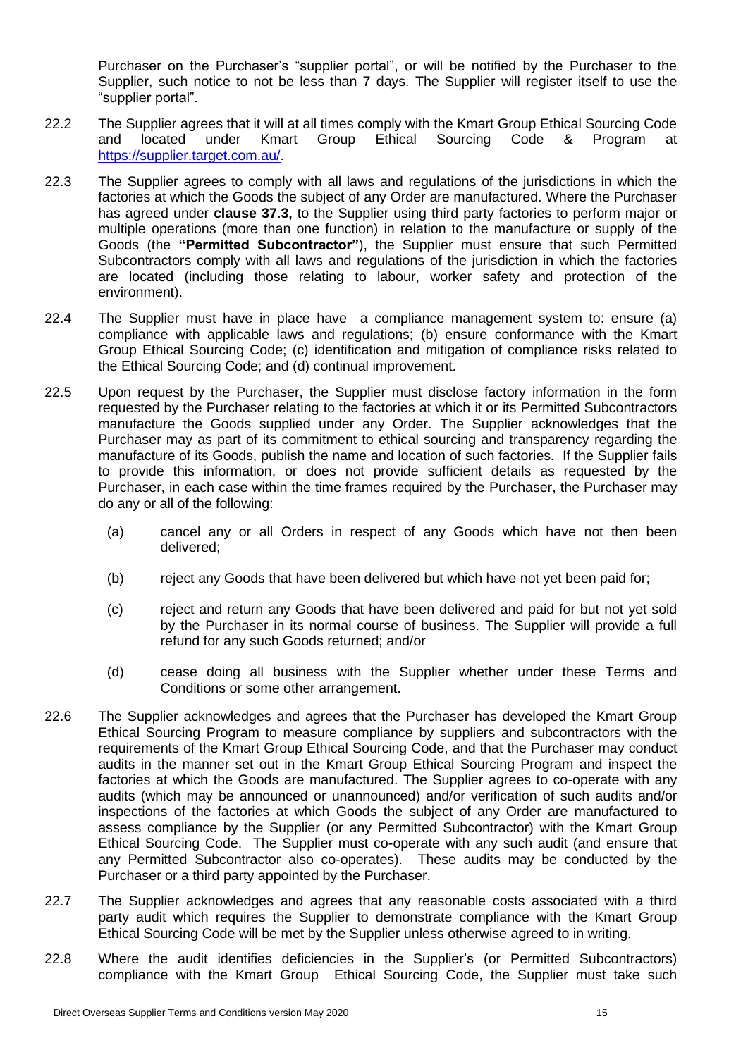Purchaser on the Purchaser's "supplier portal", or will be notified by the Purchaser to the Supplier, such notice to not be less than 7 days. The Supplier will register itself to use the "supplier portal".

22.2 The Supplier agrees that it will at all times comply with the Kmart Group Ethical Sourcing Code and located under Kmart Group Ethical Sourcing Code & Program at https://supplier.target.com.au/.

22.3 The Supplier agrees to comply with all laws and regulations of the jurisdictions in which the factories at which the Goods the subject of any Order are manufactured. Where the Purchaser has agreed under **clause 37.3,** to the Supplier using third party factories to perform major or multiple operations (more than one function) in relation to the manufacture or supply of the Goods (the **"Permitted Subcontractor"**), the Supplier must ensure that such Permitted Subcontractors comply with all laws and regulations of the jurisdiction in which the factories are located (including those relating to labour, worker safety and protection of the environment).

22.4 The Supplier must have in place have a compliance management system to: ensure (a) compliance with applicable laws and regulations; (b) ensure conformance with the Kmart Group Ethical Sourcing Code; (c) identification and mitigation of compliance risks related to the Ethical Sourcing Code; and (d) continual improvement.

22.5 Upon request by the Purchaser, the Supplier must disclose factory information in the form requested by the Purchaser relating to the factories at which it or its Permitted Subcontractors manufacture the Goods supplied under any Order. The Supplier acknowledges that the Purchaser may as part of its commitment to ethical sourcing and transparency regarding the manufacture of its Goods, publish the name and location of such factories. If the Supplier fails to provide this information, or does not provide sufficient details as requested by the Purchaser, in each case within the time frames required by the Purchaser, the Purchaser may do any or all of the following:

(a) cancel any or all Orders in respect of any Goods which have not then been delivered;

(b) reject any Goods that have been delivered but which have not yet been paid for;

(c) reject and return any Goods that have been delivered and paid for but not yet sold by the Purchaser in its normal course of business. The Supplier will provide a full refund for any such Goods returned; and/or

(d) cease doing all business with the Supplier whether under these Terms and Conditions or some other arrangement.

22.6 The Supplier acknowledges and agrees that the Purchaser has developed the Kmart Group Ethical Sourcing Program to measure compliance by suppliers and subcontractors with the requirements of the Kmart Group Ethical Sourcing Code, and that the Purchaser may conduct audits in the manner set out in the Kmart Group Ethical Sourcing Program and inspect the factories at which the Goods are manufactured. The Supplier agrees to co-operate with any audits (which may be announced or unannounced) and/or verification of such audits and/or inspections of the factories at which Goods the subject of any Order are manufactured to assess compliance by the Supplier (or any Permitted Subcontractor) with the Kmart Group Ethical Sourcing Code. The Supplier must co-operate with any such audit (and ensure that any Permitted Subcontractor also co-operates). These audits may be conducted by the Purchaser or a third party appointed by the Purchaser.

22.7 The Supplier acknowledges and agrees that any reasonable costs associated with a third party audit which requires the Supplier to demonstrate compliance with the Kmart Group Ethical Sourcing Code will be met by the Supplier unless otherwise agreed to in writing.

22.8 Where the audit identifies deficiencies in the Supplier's (or Permitted Subcontractors) compliance with the Kmart Group Ethical Sourcing Code, the Supplier must take such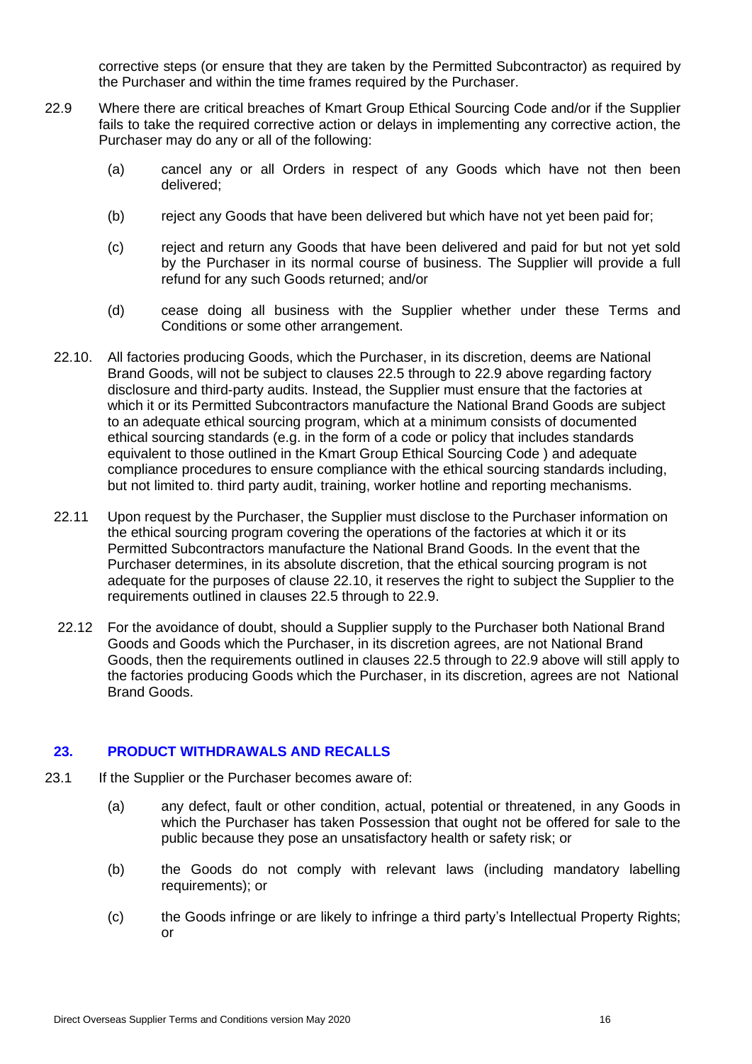corrective steps (or ensure that they are taken by the Permitted Subcontractor) as required by the Purchaser and within the time frames required by the Purchaser.

22.9 Where there are critical breaches of Kmart Group Ethical Sourcing Code and/or if the Supplier fails to take the required corrective action or delays in implementing any corrective action, the Purchaser may do any or all of the following:

(a) cancel any or all Orders in respect of any Goods which have not then been delivered;

(b) reject any Goods that have been delivered but which have not yet been paid for;

(c) reject and return any Goods that have been delivered and paid for but not yet sold by the Purchaser in its normal course of business. The Supplier will provide a full refund for any such Goods returned; and/or

(d) cease doing all business with the Supplier whether under these Terms and Conditions or some other arrangement.

22.10. All factories producing Goods, which the Purchaser, in its discretion, deems are National Brand Goods, will not be subject to clauses 22.5 through to 22.9 above regarding factory disclosure and third-party audits. Instead, the Supplier must ensure that the factories at which it or its Permitted Subcontractors manufacture the National Brand Goods are subject to an adequate ethical sourcing program, which at a minimum consists of documented ethical sourcing standards (e.g. in the form of a code or policy that includes standards equivalent to those outlined in the Kmart Group Ethical Sourcing Code ) and adequate compliance procedures to ensure compliance with the ethical sourcing standards including, but not limited to. third party audit, training, worker hotline and reporting mechanisms.

22.11 Upon request by the Purchaser, the Supplier must disclose to the Purchaser information on the ethical sourcing program covering the operations of the factories at which it or its Permitted Subcontractors manufacture the National Brand Goods. In the event that the Purchaser determines, in its absolute discretion, that the ethical sourcing program is not adequate for the purposes of clause 22.10, it reserves the right to subject the Supplier to the requirements outlined in clauses 22.5 through to 22.9.

22.12 For the avoidance of doubt, should a Supplier supply to the Purchaser both National Brand Goods and Goods which the Purchaser, in its discretion agrees, are not National Brand Goods, then the requirements outlined in clauses 22.5 through to 22.9 above will still apply to the factories producing Goods which the Purchaser, in its discretion, agrees are not National Brand Goods.

## 23. PRODUCT WITHDRAWALS AND RECALLS

23.1 If the Supplier or the Purchaser becomes aware of:

(a) any defect, fault or other condition, actual, potential or threatened, in any Goods in which the Purchaser has taken Possession that ought not be offered for sale to the public because they pose an unsatisfactory health or safety risk; or

(b) the Goods do not comply with relevant laws (including mandatory labelling requirements); or

(c) the Goods infringe or are likely to infringe a third party's Intellectual Property Rights; or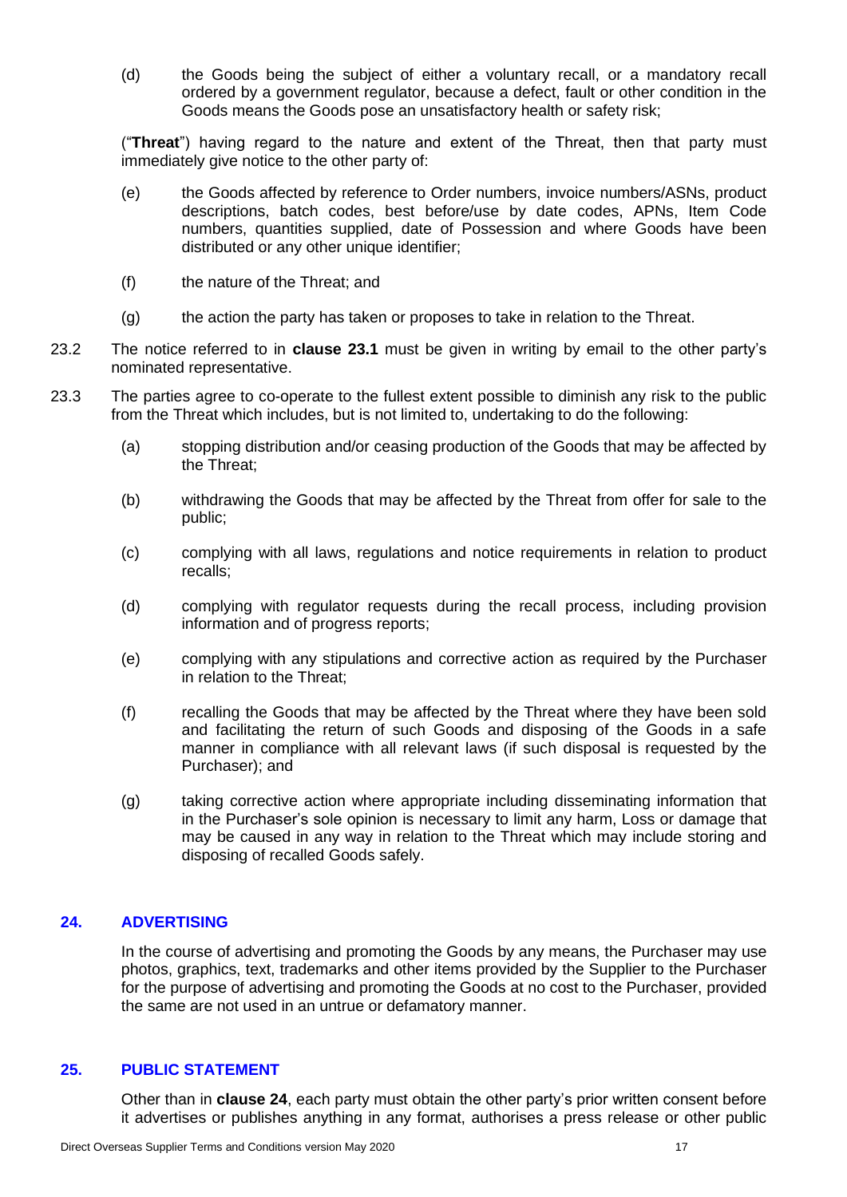(d) the Goods being the subject of either a voluntary recall, or a mandatory recall ordered by a government regulator, because a defect, fault or other condition in the Goods means the Goods pose an unsatisfactory health or safety risk;

("**Threat**") having regard to the nature and extent of the Threat, then that party must immediately give notice to the other party of:

(e) the Goods affected by reference to Order numbers, invoice numbers/ASNs, product descriptions, batch codes, best before/use by date codes, APNs, Item Code numbers, quantities supplied, date of Possession and where Goods have been distributed or any other unique identifier;

(f) the nature of the Threat; and

(g) the action the party has taken or proposes to take in relation to the Threat.

23.2 The notice referred to in **clause 23.1** must be given in writing by email to the other party's nominated representative.

23.3 The parties agree to co-operate to the fullest extent possible to diminish any risk to the public from the Threat which includes, but is not limited to, undertaking to do the following:

(a) stopping distribution and/or ceasing production of the Goods that may be affected by the Threat;

(b) withdrawing the Goods that may be affected by the Threat from offer for sale to the public;

(c) complying with all laws, regulations and notice requirements in relation to product recalls;

(d) complying with regulator requests during the recall process, including provision information and of progress reports;

(e) complying with any stipulations and corrective action as required by the Purchaser in relation to the Threat;

(f) recalling the Goods that may be affected by the Threat where they have been sold and facilitating the return of such Goods and disposing of the Goods in a safe manner in compliance with all relevant laws (if such disposal is requested by the Purchaser); and

(g) taking corrective action where appropriate including disseminating information that in the Purchaser's sole opinion is necessary to limit any harm, Loss or damage that may be caused in any way in relation to the Threat which may include storing and disposing of recalled Goods safely.

## 24. ADVERTISING

In the course of advertising and promoting the Goods by any means, the Purchaser may use photos, graphics, text, trademarks and other items provided by the Supplier to the Purchaser for the purpose of advertising and promoting the Goods at no cost to the Purchaser, provided the same are not used in an untrue or defamatory manner.

## 25. PUBLIC STATEMENT

Other than in **clause 24**, each party must obtain the other party's prior written consent before it advertises or publishes anything in any format, authorises a press release or other public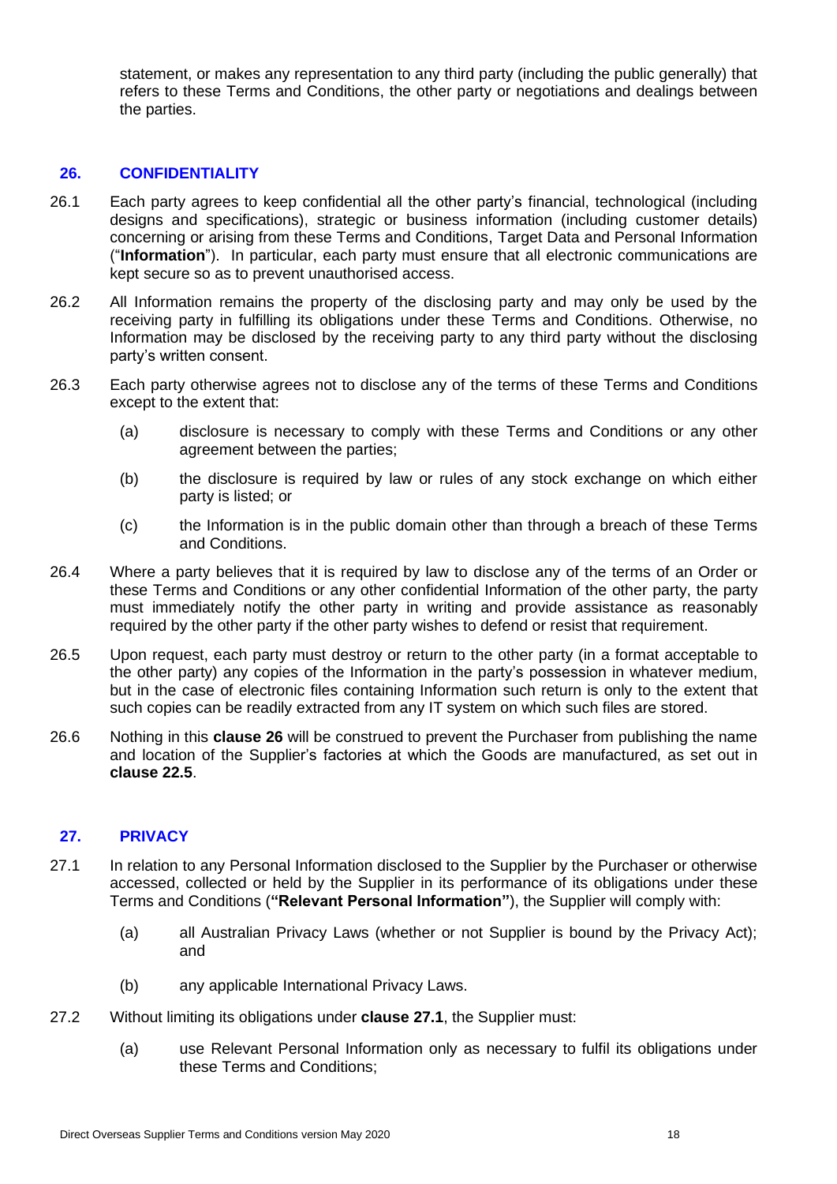statement, or makes any representation to any third party (including the public generally) that refers to these Terms and Conditions, the other party or negotiations and dealings between the parties.

## 26. CONFIDENTIALITY

26.1 Each party agrees to keep confidential all the other party's financial, technological (including designs and specifications), strategic or business information (including customer details) concerning or arising from these Terms and Conditions, Target Data and Personal Information ("**Information**"). In particular, each party must ensure that all electronic communications are kept secure so as to prevent unauthorised access.

26.2 All Information remains the property of the disclosing party and may only be used by the receiving party in fulfilling its obligations under these Terms and Conditions. Otherwise, no Information may be disclosed by the receiving party to any third party without the disclosing party's written consent.

26.3 Each party otherwise agrees not to disclose any of the terms of these Terms and Conditions except to the extent that:

(a) disclosure is necessary to comply with these Terms and Conditions or any other agreement between the parties;

(b) the disclosure is required by law or rules of any stock exchange on which either party is listed; or

(c) the Information is in the public domain other than through a breach of these Terms and Conditions.

26.4 Where a party believes that it is required by law to disclose any of the terms of an Order or these Terms and Conditions or any other confidential Information of the other party, the party must immediately notify the other party in writing and provide assistance as reasonably required by the other party if the other party wishes to defend or resist that requirement.

26.5 Upon request, each party must destroy or return to the other party (in a format acceptable to the other party) any copies of the Information in the party's possession in whatever medium, but in the case of electronic files containing Information such return is only to the extent that such copies can be readily extracted from any IT system on which such files are stored.

26.6 Nothing in this **clause 26** will be construed to prevent the Purchaser from publishing the name and location of the Supplier's factories at which the Goods are manufactured, as set out in **clause 22.5**.

## 27. PRIVACY

27.1 In relation to any Personal Information disclosed to the Supplier by the Purchaser or otherwise accessed, collected or held by the Supplier in its performance of its obligations under these Terms and Conditions (**"Relevant Personal Information"**), the Supplier will comply with:

(a) all Australian Privacy Laws (whether or not Supplier is bound by the Privacy Act); and

(b) any applicable International Privacy Laws.

27.2 Without limiting its obligations under **clause 27.1**, the Supplier must:

(a) use Relevant Personal Information only as necessary to fulfil its obligations under these Terms and Conditions;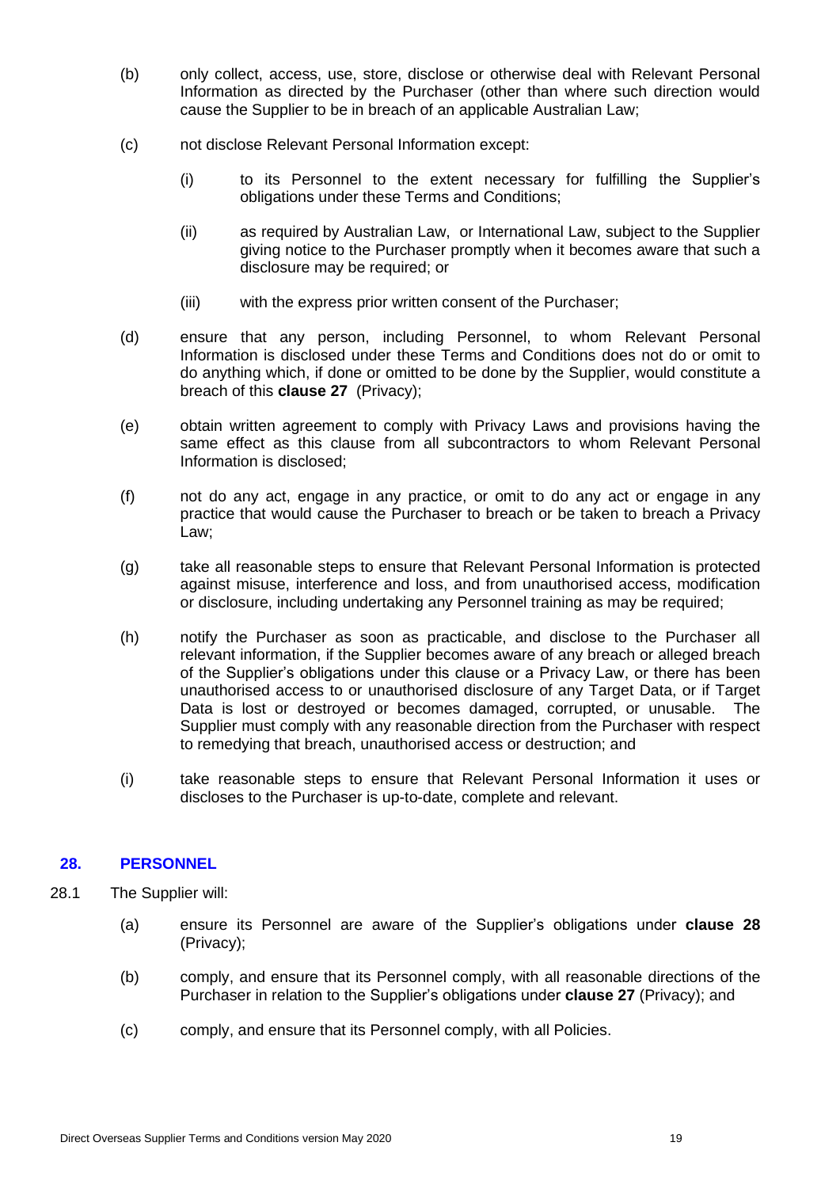(b) only collect, access, use, store, disclose or otherwise deal with Relevant Personal Information as directed by the Purchaser (other than where such direction would cause the Supplier to be in breach of an applicable Australian Law;

(c) not disclose Relevant Personal Information except:

(i) to its Personnel to the extent necessary for fulfilling the Supplier's obligations under these Terms and Conditions;

(ii) as required by Australian Law, or International Law, subject to the Supplier giving notice to the Purchaser promptly when it becomes aware that such a disclosure may be required; or

(iii) with the express prior written consent of the Purchaser;

(d) ensure that any person, including Personnel, to whom Relevant Personal Information is disclosed under these Terms and Conditions does not do or omit to do anything which, if done or omitted to be done by the Supplier, would constitute a breach of this **clause 27** (Privacy);

(e) obtain written agreement to comply with Privacy Laws and provisions having the same effect as this clause from all subcontractors to whom Relevant Personal Information is disclosed;

(f) not do any act, engage in any practice, or omit to do any act or engage in any practice that would cause the Purchaser to breach or be taken to breach a Privacy Law;

(g) take all reasonable steps to ensure that Relevant Personal Information is protected against misuse, interference and loss, and from unauthorised access, modification or disclosure, including undertaking any Personnel training as may be required;

(h) notify the Purchaser as soon as practicable, and disclose to the Purchaser all relevant information, if the Supplier becomes aware of any breach or alleged breach of the Supplier's obligations under this clause or a Privacy Law, or there has been unauthorised access to or unauthorised disclosure of any Target Data, or if Target Data is lost or destroyed or becomes damaged, corrupted, or unusable. The Supplier must comply with any reasonable direction from the Purchaser with respect to remedying that breach, unauthorised access or destruction; and

(i) take reasonable steps to ensure that Relevant Personal Information it uses or discloses to the Purchaser is up-to-date, complete and relevant.

## 28. PERSONNEL

28.1 The Supplier will:

(a) ensure its Personnel are aware of the Supplier's obligations under **clause 28** (Privacy);

(b) comply, and ensure that its Personnel comply, with all reasonable directions of the Purchaser in relation to the Supplier's obligations under **clause 27** (Privacy); and

(c) comply, and ensure that its Personnel comply, with all Policies.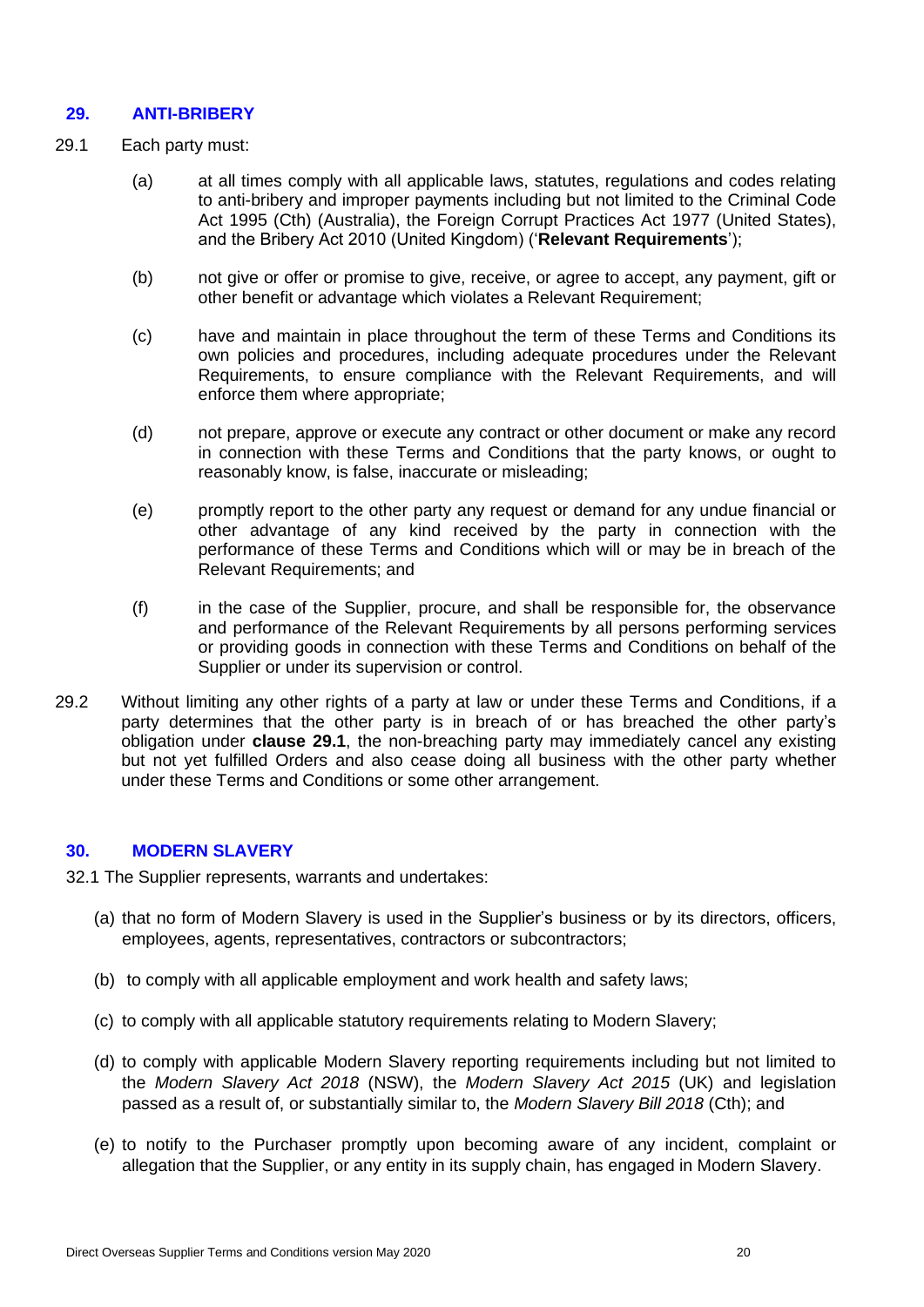## 29. ANTI-BRIBERY

29.1 Each party must:

(a) at all times comply with all applicable laws, statutes, regulations and codes relating to anti-bribery and improper payments including but not limited to the Criminal Code Act 1995 (Cth) (Australia), the Foreign Corrupt Practices Act 1977 (United States), and the Bribery Act 2010 (United Kingdom) ('**Relevant Requirements**');

(b) not give or offer or promise to give, receive, or agree to accept, any payment, gift or other benefit or advantage which violates a Relevant Requirement;

(c) have and maintain in place throughout the term of these Terms and Conditions its own policies and procedures, including adequate procedures under the Relevant Requirements, to ensure compliance with the Relevant Requirements, and will enforce them where appropriate;

(d) not prepare, approve or execute any contract or other document or make any record in connection with these Terms and Conditions that the party knows, or ought to reasonably know, is false, inaccurate or misleading;

(e) promptly report to the other party any request or demand for any undue financial or other advantage of any kind received by the party in connection with the performance of these Terms and Conditions which will or may be in breach of the Relevant Requirements; and

(f) in the case of the Supplier, procure, and shall be responsible for, the observance and performance of the Relevant Requirements by all persons performing services or providing goods in connection with these Terms and Conditions on behalf of the Supplier or under its supervision or control.

29.2 Without limiting any other rights of a party at law or under these Terms and Conditions, if a party determines that the other party is in breach of or has breached the other party's obligation under **clause 29.1**, the non-breaching party may immediately cancel any existing but not yet fulfilled Orders and also cease doing all business with the other party whether under these Terms and Conditions or some other arrangement.

## 30. MODERN SLAVERY

32.1 The Supplier represents, warrants and undertakes:

(a) that no form of Modern Slavery is used in the Supplier's business or by its directors, officers, employees, agents, representatives, contractors or subcontractors;

(b) to comply with all applicable employment and work health and safety laws;

(c) to comply with all applicable statutory requirements relating to Modern Slavery;

(d) to comply with applicable Modern Slavery reporting requirements including but not limited to the *Modern Slavery Act 2018* (NSW), the *Modern Slavery Act 2015* (UK) and legislation passed as a result of, or substantially similar to, the *Modern Slavery Bill 2018* (Cth); and

(e) to notify to the Purchaser promptly upon becoming aware of any incident, complaint or allegation that the Supplier, or any entity in its supply chain, has engaged in Modern Slavery.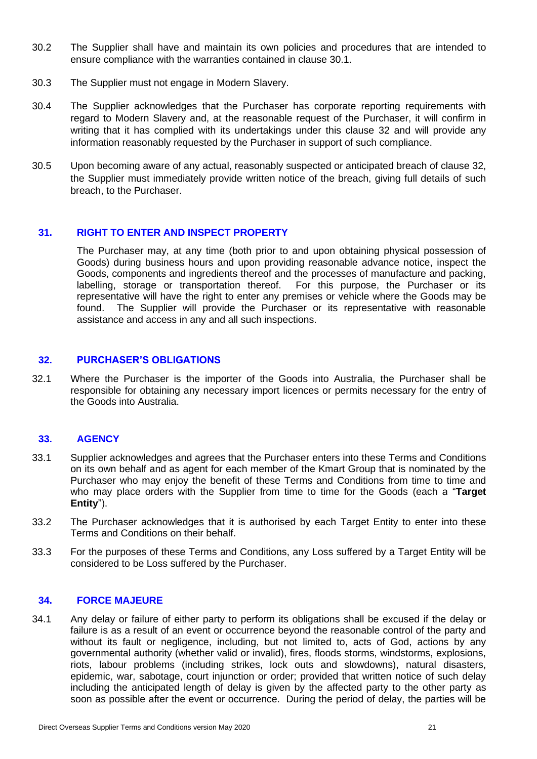30.2 The Supplier shall have and maintain its own policies and procedures that are intended to ensure compliance with the warranties contained in clause 30.1.

30.3 The Supplier must not engage in Modern Slavery.

30.4 The Supplier acknowledges that the Purchaser has corporate reporting requirements with regard to Modern Slavery and, at the reasonable request of the Purchaser, it will confirm in writing that it has complied with its undertakings under this clause 32 and will provide any information reasonably requested by the Purchaser in support of such compliance.

30.5 Upon becoming aware of any actual, reasonably suspected or anticipated breach of clause 32, the Supplier must immediately provide written notice of the breach, giving full details of such breach, to the Purchaser.

## 31. RIGHT TO ENTER AND INSPECT PROPERTY

The Purchaser may, at any time (both prior to and upon obtaining physical possession of Goods) during business hours and upon providing reasonable advance notice, inspect the Goods, components and ingredients thereof and the processes of manufacture and packing, labelling, storage or transportation thereof. For this purpose, the Purchaser or its representative will have the right to enter any premises or vehicle where the Goods may be found. The Supplier will provide the Purchaser or its representative with reasonable assistance and access in any and all such inspections.

## 32. PURCHASER'S OBLIGATIONS

32.1 Where the Purchaser is the importer of the Goods into Australia, the Purchaser shall be responsible for obtaining any necessary import licences or permits necessary for the entry of the Goods into Australia.

## 33. AGENCY

33.1 Supplier acknowledges and agrees that the Purchaser enters into these Terms and Conditions on its own behalf and as agent for each member of the Kmart Group that is nominated by the Purchaser who may enjoy the benefit of these Terms and Conditions from time to time and who may place orders with the Supplier from time to time for the Goods (each a "**Target Entity**").

33.2 The Purchaser acknowledges that it is authorised by each Target Entity to enter into these Terms and Conditions on their behalf.

33.3 For the purposes of these Terms and Conditions, any Loss suffered by a Target Entity will be considered to be Loss suffered by the Purchaser.

## 34. FORCE MAJEURE

34.1 Any delay or failure of either party to perform its obligations shall be excused if the delay or failure is as a result of an event or occurrence beyond the reasonable control of the party and without its fault or negligence, including, but not limited to, acts of God, actions by any governmental authority (whether valid or invalid), fires, floods storms, windstorms, explosions, riots, labour problems (including strikes, lock outs and slowdowns), natural disasters, epidemic, war, sabotage, court injunction or order; provided that written notice of such delay including the anticipated length of delay is given by the affected party to the other party as soon as possible after the event or occurrence. During the period of delay, the parties will be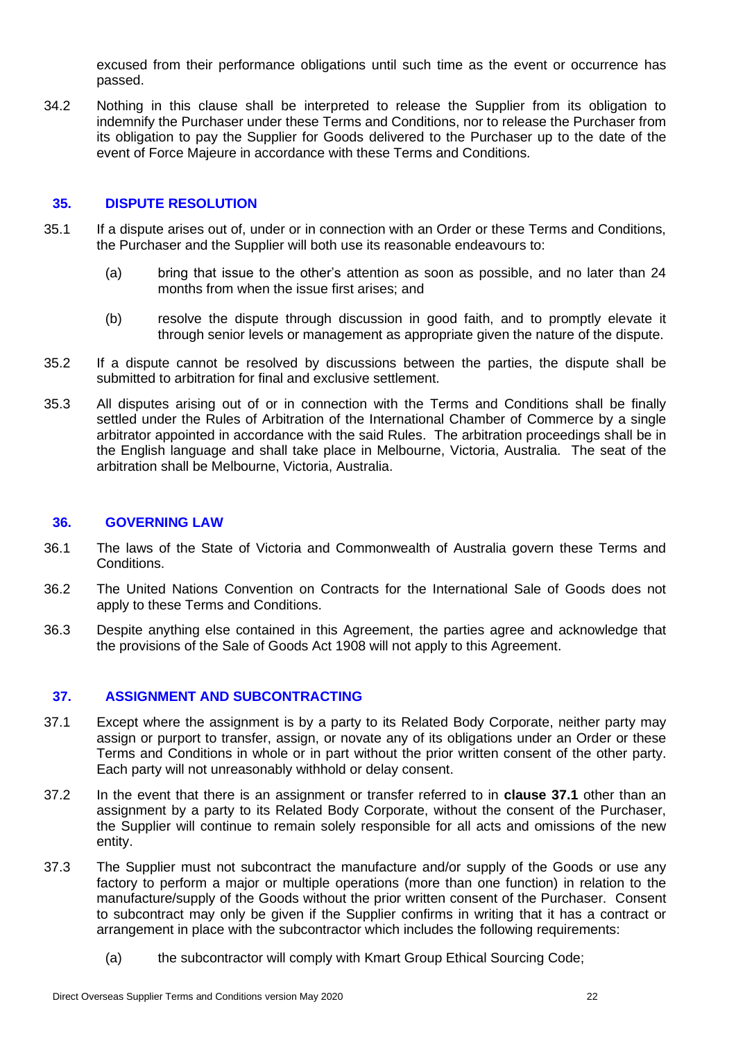excused from their performance obligations until such time as the event or occurrence has passed.

34.2 Nothing in this clause shall be interpreted to release the Supplier from its obligation to indemnify the Purchaser under these Terms and Conditions, nor to release the Purchaser from its obligation to pay the Supplier for Goods delivered to the Purchaser up to the date of the event of Force Majeure in accordance with these Terms and Conditions.

## 35. DISPUTE RESOLUTION

35.1 If a dispute arises out of, under or in connection with an Order or these Terms and Conditions, the Purchaser and the Supplier will both use its reasonable endeavours to:

(a) bring that issue to the other's attention as soon as possible, and no later than 24 months from when the issue first arises; and

(b) resolve the dispute through discussion in good faith, and to promptly elevate it through senior levels or management as appropriate given the nature of the dispute.

35.2 If a dispute cannot be resolved by discussions between the parties, the dispute shall be submitted to arbitration for final and exclusive settlement.

35.3 All disputes arising out of or in connection with the Terms and Conditions shall be finally settled under the Rules of Arbitration of the International Chamber of Commerce by a single arbitrator appointed in accordance with the said Rules. The arbitration proceedings shall be in the English language and shall take place in Melbourne, Victoria, Australia. The seat of the arbitration shall be Melbourne, Victoria, Australia.

## 36. GOVERNING LAW

36.1 The laws of the State of Victoria and Commonwealth of Australia govern these Terms and Conditions.

36.2 The United Nations Convention on Contracts for the International Sale of Goods does not apply to these Terms and Conditions.

36.3 Despite anything else contained in this Agreement, the parties agree and acknowledge that the provisions of the Sale of Goods Act 1908 will not apply to this Agreement.

## 37. ASSIGNMENT AND SUBCONTRACTING

37.1 Except where the assignment is by a party to its Related Body Corporate, neither party may assign or purport to transfer, assign, or novate any of its obligations under an Order or these Terms and Conditions in whole or in part without the prior written consent of the other party. Each party will not unreasonably withhold or delay consent.

37.2 In the event that there is an assignment or transfer referred to in **clause 37.1** other than an assignment by a party to its Related Body Corporate, without the consent of the Purchaser, the Supplier will continue to remain solely responsible for all acts and omissions of the new entity.

37.3 The Supplier must not subcontract the manufacture and/or supply of the Goods or use any factory to perform a major or multiple operations (more than one function) in relation to the manufacture/supply of the Goods without the prior written consent of the Purchaser. Consent to subcontract may only be given if the Supplier confirms in writing that it has a contract or arrangement in place with the subcontractor which includes the following requirements:

(a) the subcontractor will comply with Kmart Group Ethical Sourcing Code;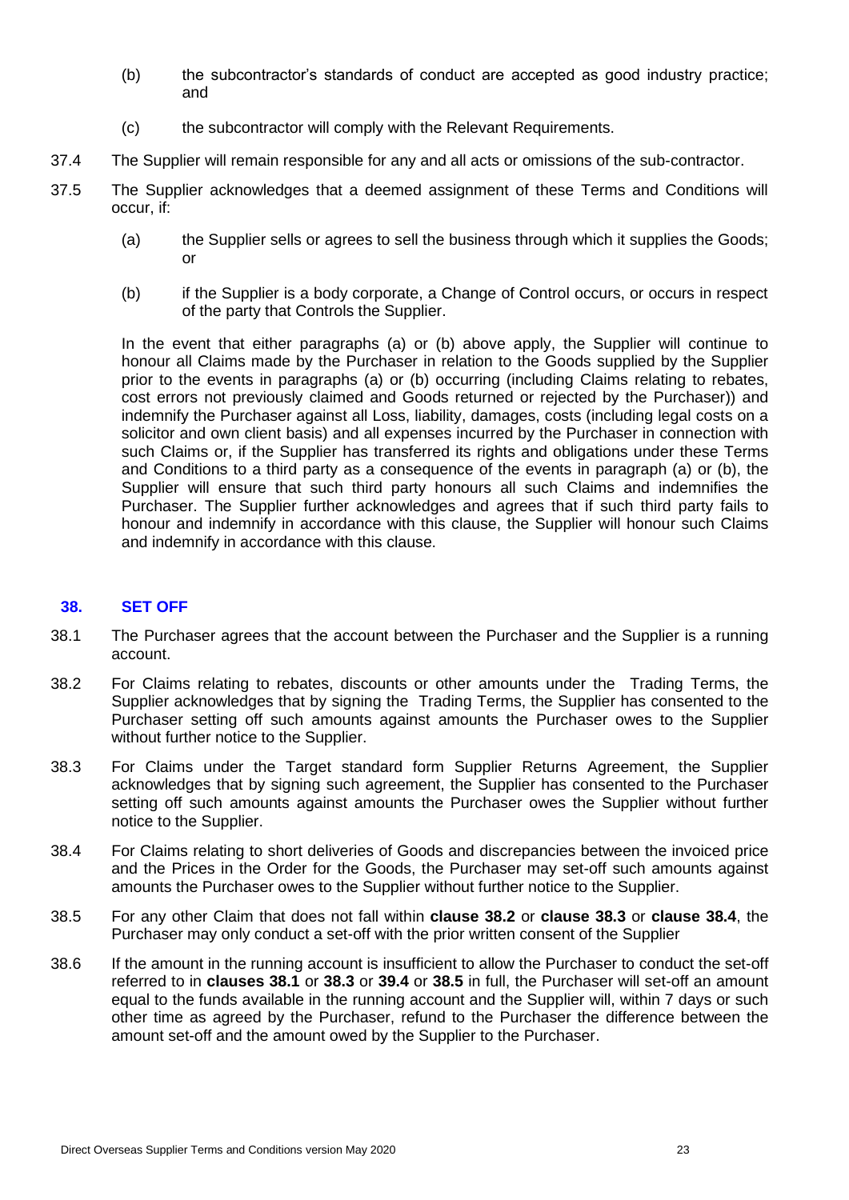(b) the subcontractor's standards of conduct are accepted as good industry practice; and

(c) the subcontractor will comply with the Relevant Requirements.

37.4 The Supplier will remain responsible for any and all acts or omissions of the sub-contractor.

37.5 The Supplier acknowledges that a deemed assignment of these Terms and Conditions will occur, if:

(a) the Supplier sells or agrees to sell the business through which it supplies the Goods; or

(b) if the Supplier is a body corporate, a Change of Control occurs, or occurs in respect of the party that Controls the Supplier.

In the event that either paragraphs (a) or (b) above apply, the Supplier will continue to honour all Claims made by the Purchaser in relation to the Goods supplied by the Supplier prior to the events in paragraphs (a) or (b) occurring (including Claims relating to rebates, cost errors not previously claimed and Goods returned or rejected by the Purchaser)) and indemnify the Purchaser against all Loss, liability, damages, costs (including legal costs on a solicitor and own client basis) and all expenses incurred by the Purchaser in connection with such Claims or, if the Supplier has transferred its rights and obligations under these Terms and Conditions to a third party as a consequence of the events in paragraph (a) or (b), the Supplier will ensure that such third party honours all such Claims and indemnifies the Purchaser. The Supplier further acknowledges and agrees that if such third party fails to honour and indemnify in accordance with this clause, the Supplier will honour such Claims and indemnify in accordance with this clause.

## 38. SET OFF

38.1 The Purchaser agrees that the account between the Purchaser and the Supplier is a running account.

38.2 For Claims relating to rebates, discounts or other amounts under the Trading Terms, the Supplier acknowledges that by signing the Trading Terms, the Supplier has consented to the Purchaser setting off such amounts against amounts the Purchaser owes to the Supplier without further notice to the Supplier.

38.3 For Claims under the Target standard form Supplier Returns Agreement, the Supplier acknowledges that by signing such agreement, the Supplier has consented to the Purchaser setting off such amounts against amounts the Purchaser owes the Supplier without further notice to the Supplier.

38.4 For Claims relating to short deliveries of Goods and discrepancies between the invoiced price and the Prices in the Order for the Goods, the Purchaser may set-off such amounts against amounts the Purchaser owes to the Supplier without further notice to the Supplier.

38.5 For any other Claim that does not fall within **clause 38.2** or **clause 38.3** or **clause 38.4**, the Purchaser may only conduct a set-off with the prior written consent of the Supplier

38.6 If the amount in the running account is insufficient to allow the Purchaser to conduct the set-off referred to in **clauses 38.1** or **38.3** or **39.4** or **38.5** in full, the Purchaser will set-off an amount equal to the funds available in the running account and the Supplier will, within 7 days or such other time as agreed by the Purchaser, refund to the Purchaser the difference between the amount set-off and the amount owed by the Supplier to the Purchaser.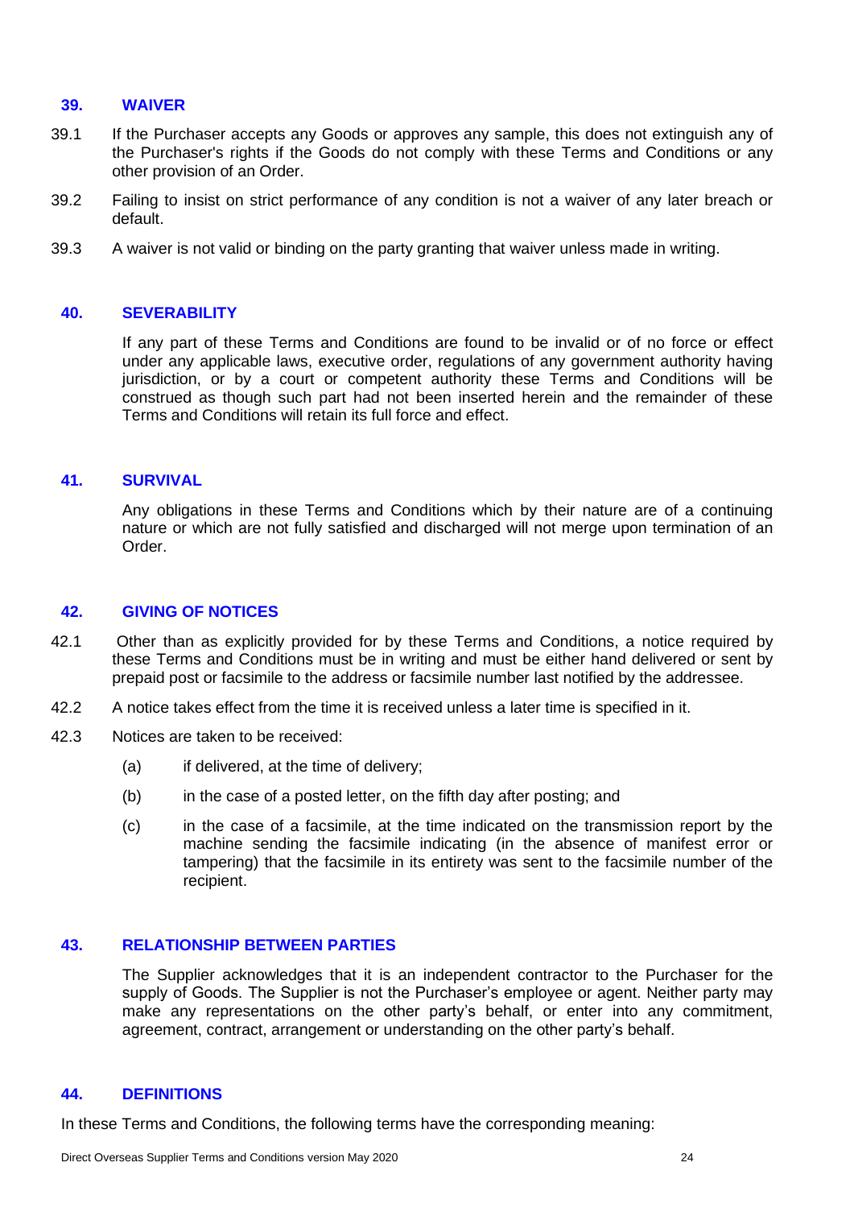## 39. WAIVER

39.1 If the Purchaser accepts any Goods or approves any sample, this does not extinguish any of the Purchaser's rights if the Goods do not comply with these Terms and Conditions or any other provision of an Order.

39.2 Failing to insist on strict performance of any condition is not a waiver of any later breach or default.

39.3 A waiver is not valid or binding on the party granting that waiver unless made in writing.

## 40. SEVERABILITY

If any part of these Terms and Conditions are found to be invalid or of no force or effect under any applicable laws, executive order, regulations of any government authority having jurisdiction, or by a court or competent authority these Terms and Conditions will be construed as though such part had not been inserted herein and the remainder of these Terms and Conditions will retain its full force and effect.

## 41. SURVIVAL

Any obligations in these Terms and Conditions which by their nature are of a continuing nature or which are not fully satisfied and discharged will not merge upon termination of an Order.

## 42. GIVING OF NOTICES

42.1 Other than as explicitly provided for by these Terms and Conditions, a notice required by these Terms and Conditions must be in writing and must be either hand delivered or sent by prepaid post or facsimile to the address or facsimile number last notified by the addressee.

42.2 A notice takes effect from the time it is received unless a later time is specified in it.

42.3 Notices are taken to be received:

(a) if delivered, at the time of delivery;

(b) in the case of a posted letter, on the fifth day after posting; and

(c) in the case of a facsimile, at the time indicated on the transmission report by the machine sending the facsimile indicating (in the absence of manifest error or tampering) that the facsimile in its entirety was sent to the facsimile number of the recipient.

## 43. RELATIONSHIP BETWEEN PARTIES

The Supplier acknowledges that it is an independent contractor to the Purchaser for the supply of Goods. The Supplier is not the Purchaser's employee or agent. Neither party may make any representations on the other party's behalf, or enter into any commitment, agreement, contract, arrangement or understanding on the other party's behalf.

## 44. DEFINITIONS

In these Terms and Conditions, the following terms have the corresponding meaning: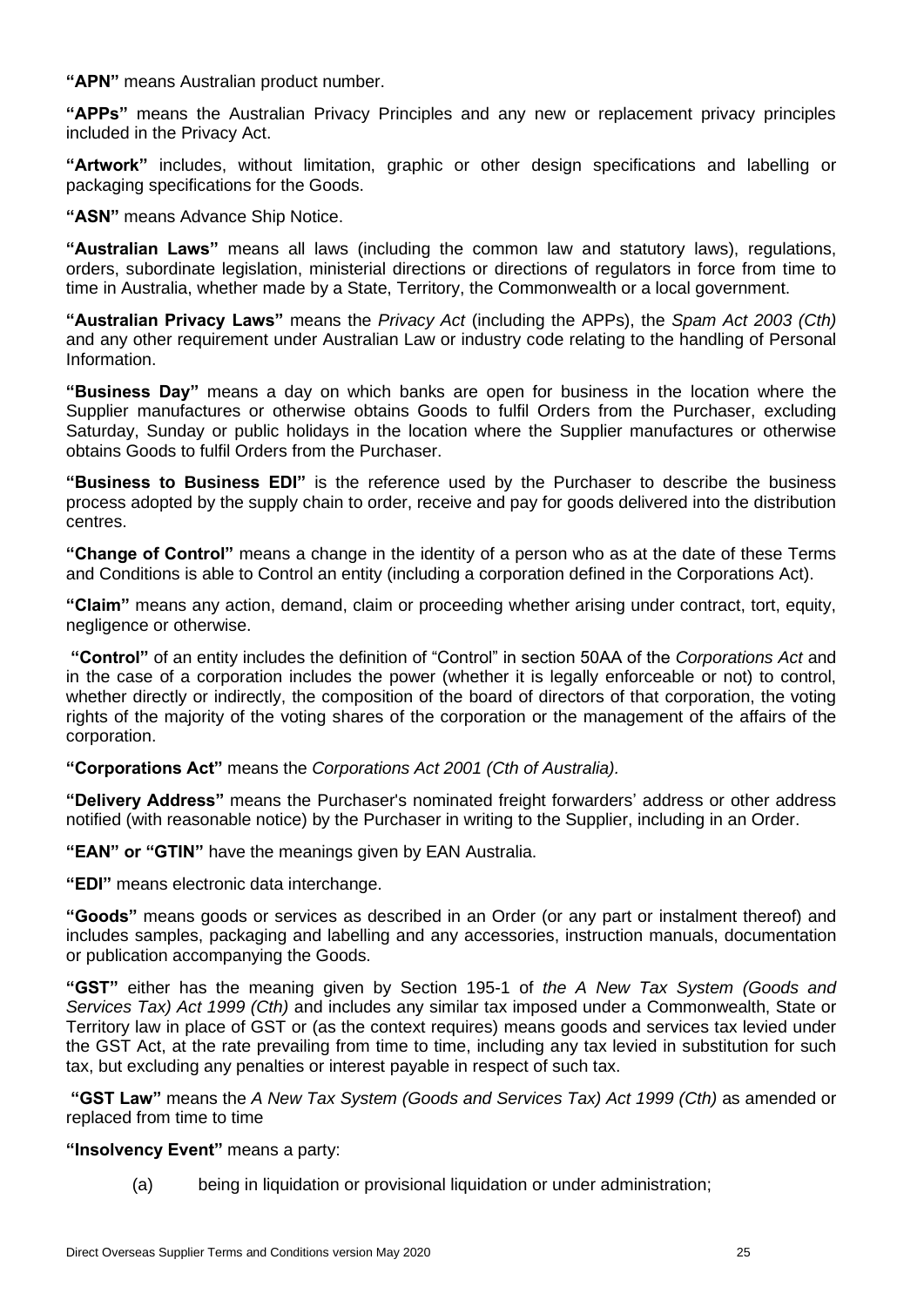**"APN"** means Australian product number.

**"APPs"** means the Australian Privacy Principles and any new or replacement privacy principles included in the Privacy Act.

**"Artwork"** includes, without limitation, graphic or other design specifications and labelling or packaging specifications for the Goods.

**"ASN"** means Advance Ship Notice.

**"Australian Laws"** means all laws (including the common law and statutory laws), regulations, orders, subordinate legislation, ministerial directions or directions of regulators in force from time to time in Australia, whether made by a State, Territory, the Commonwealth or a local government.

**"Australian Privacy Laws"** means the *Privacy Act* (including the APPs), the *Spam Act 2003 (Cth)* and any other requirement under Australian Law or industry code relating to the handling of Personal Information.

**"Business Day"** means a day on which banks are open for business in the location where the Supplier manufactures or otherwise obtains Goods to fulfil Orders from the Purchaser, excluding Saturday, Sunday or public holidays in the location where the Supplier manufactures or otherwise obtains Goods to fulfil Orders from the Purchaser.

**"Business to Business EDI"** is the reference used by the Purchaser to describe the business process adopted by the supply chain to order, receive and pay for goods delivered into the distribution centres.

**"Change of Control"** means a change in the identity of a person who as at the date of these Terms and Conditions is able to Control an entity (including a corporation defined in the Corporations Act).

**"Claim"** means any action, demand, claim or proceeding whether arising under contract, tort, equity, negligence or otherwise.

**"Control"** of an entity includes the definition of "Control" in section 50AA of the *Corporations Act* and in the case of a corporation includes the power (whether it is legally enforceable or not) to control, whether directly or indirectly, the composition of the board of directors of that corporation, the voting rights of the majority of the voting shares of the corporation or the management of the affairs of the corporation.

**"Corporations Act"** means the *Corporations Act 2001 (Cth of Australia).*

**"Delivery Address"** means the Purchaser's nominated freight forwarders' address or other address notified (with reasonable notice) by the Purchaser in writing to the Supplier, including in an Order.

**"EAN" or "GTIN"** have the meanings given by EAN Australia.

**"EDI"** means electronic data interchange.

**"Goods"** means goods or services as described in an Order (or any part or instalment thereof) and includes samples, packaging and labelling and any accessories, instruction manuals, documentation or publication accompanying the Goods.

**"GST"** either has the meaning given by Section 195-1 of *the A New Tax System (Goods and Services Tax) Act 1999 (Cth)* and includes any similar tax imposed under a Commonwealth, State or Territory law in place of GST or (as the context requires) means goods and services tax levied under the GST Act, at the rate prevailing from time to time, including any tax levied in substitution for such tax, but excluding any penalties or interest payable in respect of such tax.

**"GST Law"** means the *A New Tax System (Goods and Services Tax) Act 1999 (Cth)* as amended or replaced from time to time

**"Insolvency Event"** means a party:

(a) being in liquidation or provisional liquidation or under administration;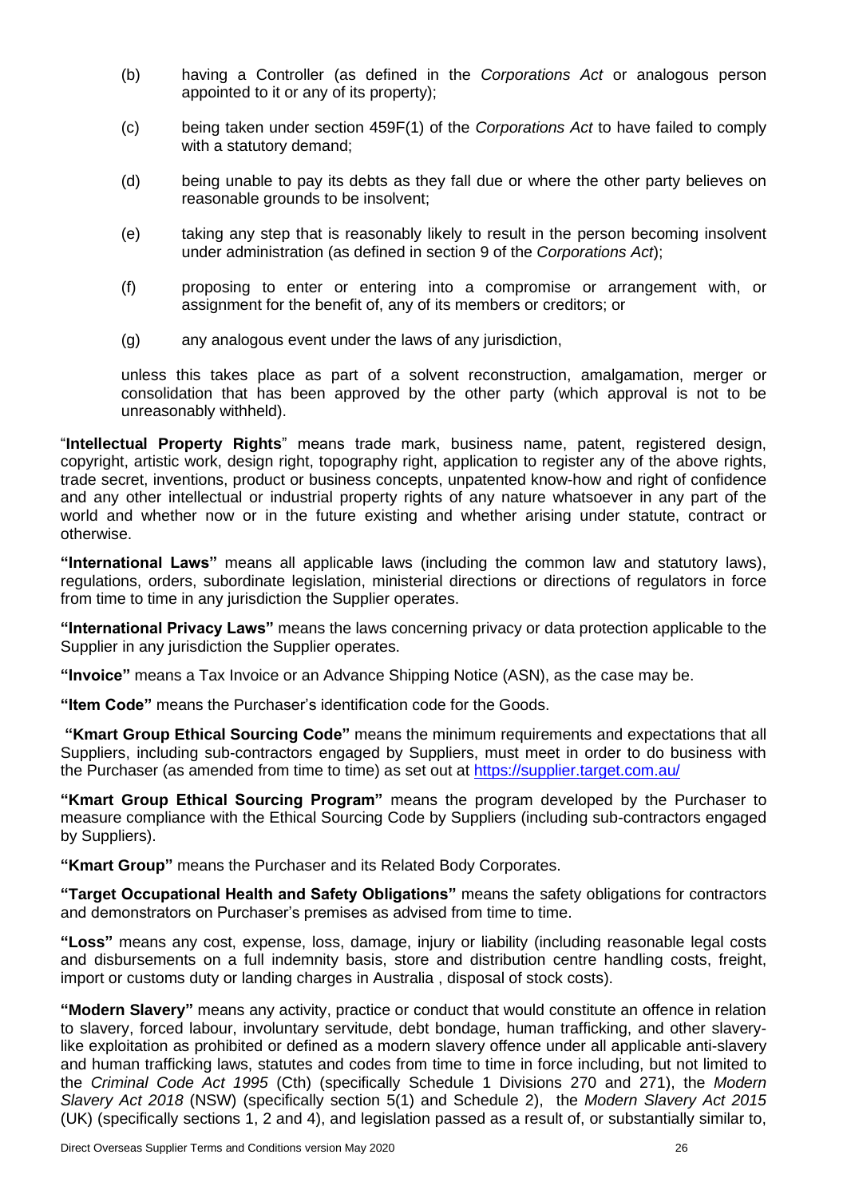(b) having a Controller (as defined in the *Corporations Act* or analogous person appointed to it or any of its property);

(c) being taken under section 459F(1) of the *Corporations Act* to have failed to comply with a statutory demand;

(d) being unable to pay its debts as they fall due or where the other party believes on reasonable grounds to be insolvent;

(e) taking any step that is reasonably likely to result in the person becoming insolvent under administration (as defined in section 9 of the *Corporations Act*);

(f) proposing to enter or entering into a compromise or arrangement with, or assignment for the benefit of, any of its members or creditors; or

(g) any analogous event under the laws of any jurisdiction,

unless this takes place as part of a solvent reconstruction, amalgamation, merger or consolidation that has been approved by the other party (which approval is not to be unreasonably withheld).

"**Intellectual Property Rights**" means trade mark, business name, patent, registered design, copyright, artistic work, design right, topography right, application to register any of the above rights, trade secret, inventions, product or business concepts, unpatented know-how and right of confidence and any other intellectual or industrial property rights of any nature whatsoever in any part of the world and whether now or in the future existing and whether arising under statute, contract or otherwise.

**"International Laws"** means all applicable laws (including the common law and statutory laws), regulations, orders, subordinate legislation, ministerial directions or directions of regulators in force from time to time in any jurisdiction the Supplier operates.

**"International Privacy Laws"** means the laws concerning privacy or data protection applicable to the Supplier in any jurisdiction the Supplier operates.

**"Invoice"** means a Tax Invoice or an Advance Shipping Notice (ASN), as the case may be.

**"Item Code"** means the Purchaser's identification code for the Goods.

**"Kmart Group Ethical Sourcing Code"** means the minimum requirements and expectations that all Suppliers, including sub-contractors engaged by Suppliers, must meet in order to do business with the Purchaser (as amended from time to time) as set out at https://supplier.target.com.au/

**"Kmart Group Ethical Sourcing Program"** means the program developed by the Purchaser to measure compliance with the Ethical Sourcing Code by Suppliers (including sub-contractors engaged by Suppliers).

**"Kmart Group"** means the Purchaser and its Related Body Corporates.

**"Target Occupational Health and Safety Obligations"** means the safety obligations for contractors and demonstrators on Purchaser's premises as advised from time to time.

**"Loss"** means any cost, expense, loss, damage, injury or liability (including reasonable legal costs and disbursements on a full indemnity basis, store and distribution centre handling costs, freight, import or customs duty or landing charges in Australia , disposal of stock costs).

**"Modern Slavery"** means any activity, practice or conduct that would constitute an offence in relation to slavery, forced labour, involuntary servitude, debt bondage, human trafficking, and other slavery-like exploitation as prohibited or defined as a modern slavery offence under all applicable anti-slavery and human trafficking laws, statutes and codes from time to time in force including, but not limited to the *Criminal Code Act 1995* (Cth) (specifically Schedule 1 Divisions 270 and 271), the *Modern Slavery Act 2018* (NSW) (specifically section 5(1) and Schedule 2), the *Modern Slavery Act 2015* (UK) (specifically sections 1, 2 and 4), and legislation passed as a result of, or substantially similar to,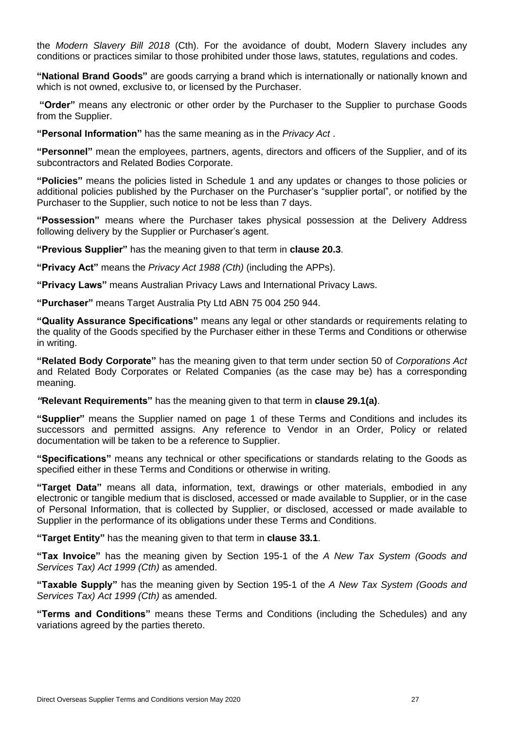the *Modern Slavery Bill 2018* (Cth). For the avoidance of doubt, Modern Slavery includes any conditions or practices similar to those prohibited under those laws, statutes, regulations and codes.

**"National Brand Goods"** are goods carrying a brand which is internationally or nationally known and which is not owned, exclusive to, or licensed by the Purchaser.

**"Order"** means any electronic or other order by the Purchaser to the Supplier to purchase Goods from the Supplier.

**"Personal Information"** has the same meaning as in the *Privacy Act* .

**"Personnel"** mean the employees, partners, agents, directors and officers of the Supplier, and of its subcontractors and Related Bodies Corporate.

**"Policies"** means the policies listed in Schedule 1 and any updates or changes to those policies or additional policies published by the Purchaser on the Purchaser's "supplier portal", or notified by the Purchaser to the Supplier, such notice to not be less than 7 days.

**"Possession"** means where the Purchaser takes physical possession at the Delivery Address following delivery by the Supplier or Purchaser's agent.

**"Previous Supplier"** has the meaning given to that term in **clause 20.3**.

**"Privacy Act"** means the *Privacy Act 1988 (Cth)* (including the APPs).

**"Privacy Laws"** means Australian Privacy Laws and International Privacy Laws.

**"Purchaser"** means Target Australia Pty Ltd ABN 75 004 250 944.

**"Quality Assurance Specifications"** means any legal or other standards or requirements relating to the quality of the Goods specified by the Purchaser either in these Terms and Conditions or otherwise in writing.

**"Related Body Corporate"** has the meaning given to that term under section 50 of *Corporations Act* and Related Body Corporates or Related Companies (as the case may be) has a corresponding meaning.

**"Relevant Requirements"** has the meaning given to that term in **clause 29.1(a)**.

**"Supplier"** means the Supplier named on page 1 of these Terms and Conditions and includes its successors and permitted assigns. Any reference to Vendor in an Order, Policy or related documentation will be taken to be a reference to Supplier.

**"Specifications"** means any technical or other specifications or standards relating to the Goods as specified either in these Terms and Conditions or otherwise in writing.

**"Target Data"** means all data, information, text, drawings or other materials, embodied in any electronic or tangible medium that is disclosed, accessed or made available to Supplier, or in the case of Personal Information, that is collected by Supplier, or disclosed, accessed or made available to Supplier in the performance of its obligations under these Terms and Conditions.

**"Target Entity"** has the meaning given to that term in **clause 33.1**.

**"Tax Invoice"** has the meaning given by Section 195-1 of the *A New Tax System (Goods and Services Tax) Act 1999 (Cth)* as amended.

**"Taxable Supply"** has the meaning given by Section 195-1 of the *A New Tax System (Goods and Services Tax) Act 1999 (Cth)* as amended.

**"Terms and Conditions"** means these Terms and Conditions (including the Schedules) and any variations agreed by the parties thereto.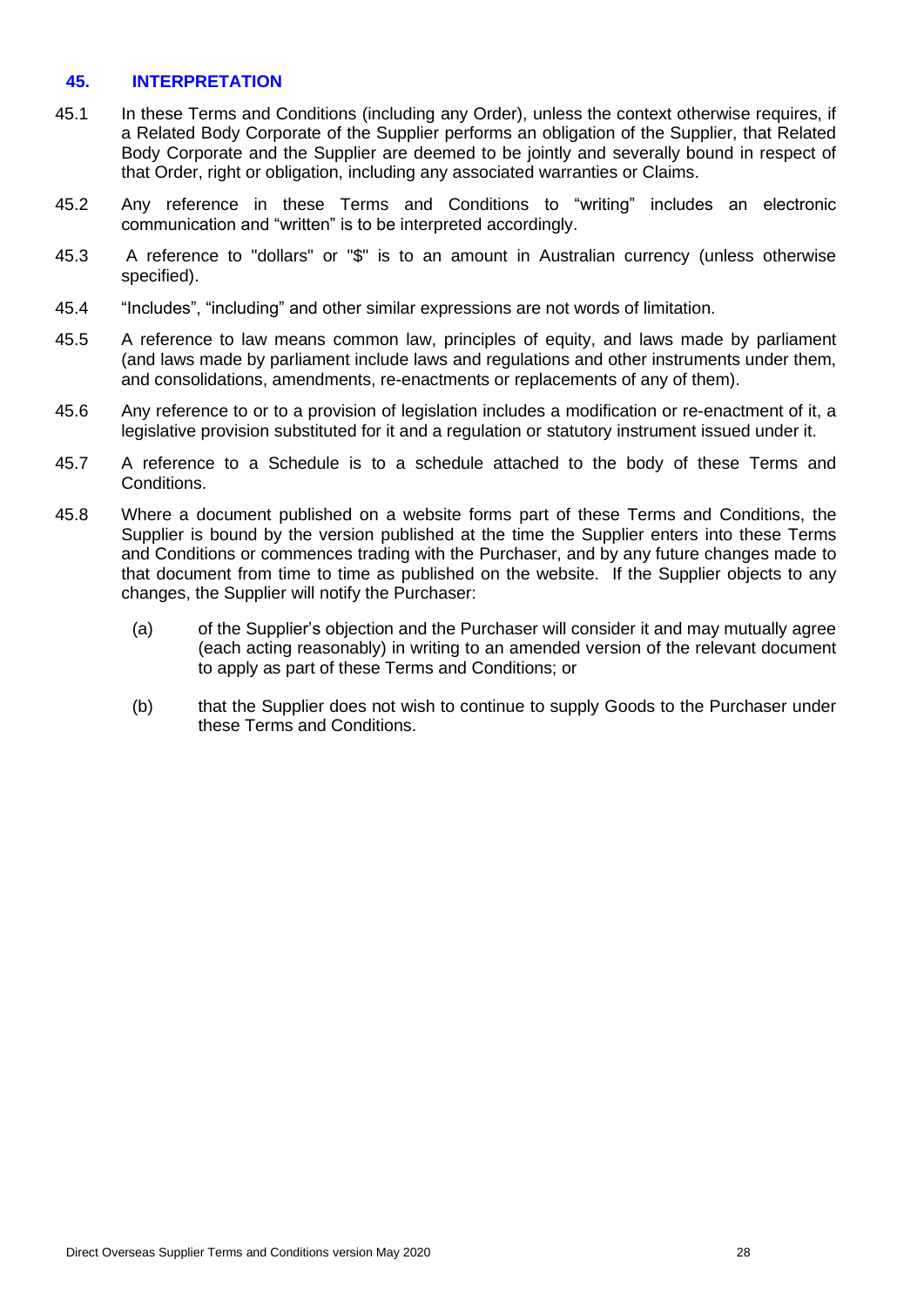## 45. INTERPRETATION

45.1 In these Terms and Conditions (including any Order), unless the context otherwise requires, if a Related Body Corporate of the Supplier performs an obligation of the Supplier, that Related Body Corporate and the Supplier are deemed to be jointly and severally bound in respect of that Order, right or obligation, including any associated warranties or Claims.

45.2 Any reference in these Terms and Conditions to "writing" includes an electronic communication and "written" is to be interpreted accordingly.

45.3 A reference to "dollars" or "$" is to an amount in Australian currency (unless otherwise specified).

45.4 "Includes", "including" and other similar expressions are not words of limitation.

45.5 A reference to law means common law, principles of equity, and laws made by parliament (and laws made by parliament include laws and regulations and other instruments under them, and consolidations, amendments, re-enactments or replacements of any of them).

45.6 Any reference to or to a provision of legislation includes a modification or re-enactment of it, a legislative provision substituted for it and a regulation or statutory instrument issued under it.

45.7 A reference to a Schedule is to a schedule attached to the body of these Terms and Conditions.

45.8 Where a document published on a website forms part of these Terms and Conditions, the Supplier is bound by the version published at the time the Supplier enters into these Terms and Conditions or commences trading with the Purchaser, and by any future changes made to that document from time to time as published on the website. If the Supplier objects to any changes, the Supplier will notify the Purchaser:

(a) of the Supplier's objection and the Purchaser will consider it and may mutually agree (each acting reasonably) in writing to an amended version of the relevant document to apply as part of these Terms and Conditions; or

(b) that the Supplier does not wish to continue to supply Goods to the Purchaser under these Terms and Conditions.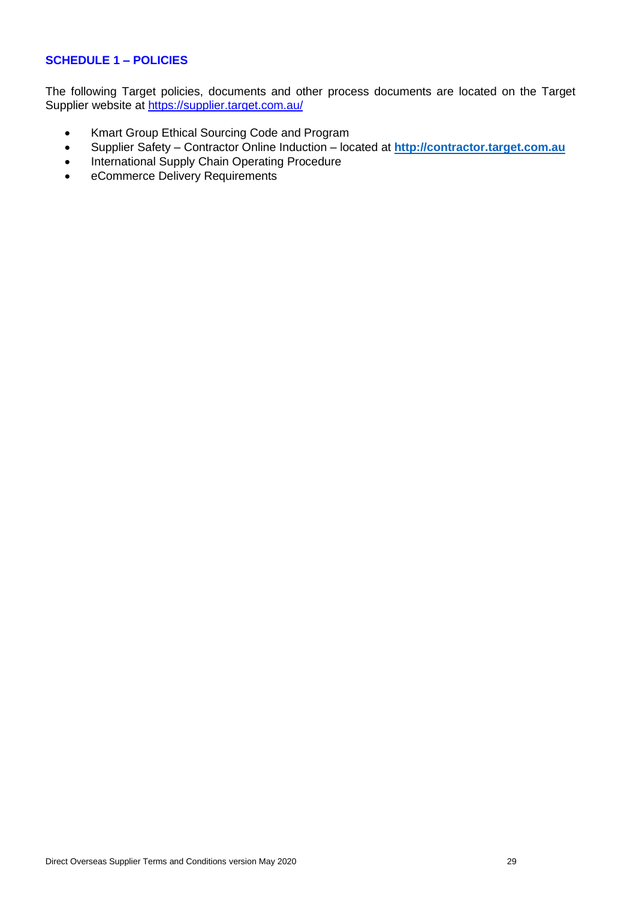## SCHEDULE 1 – POLICIES

The following Target policies, documents and other process documents are located on the Target Supplier website at https://supplier.target.com.au/

- Kmart Group Ethical Sourcing Code and Program
- Supplier Safety – Contractor Online Induction – located at **http://contractor.target.com.au**
- International Supply Chain Operating Procedure
- eCommerce Delivery Requirements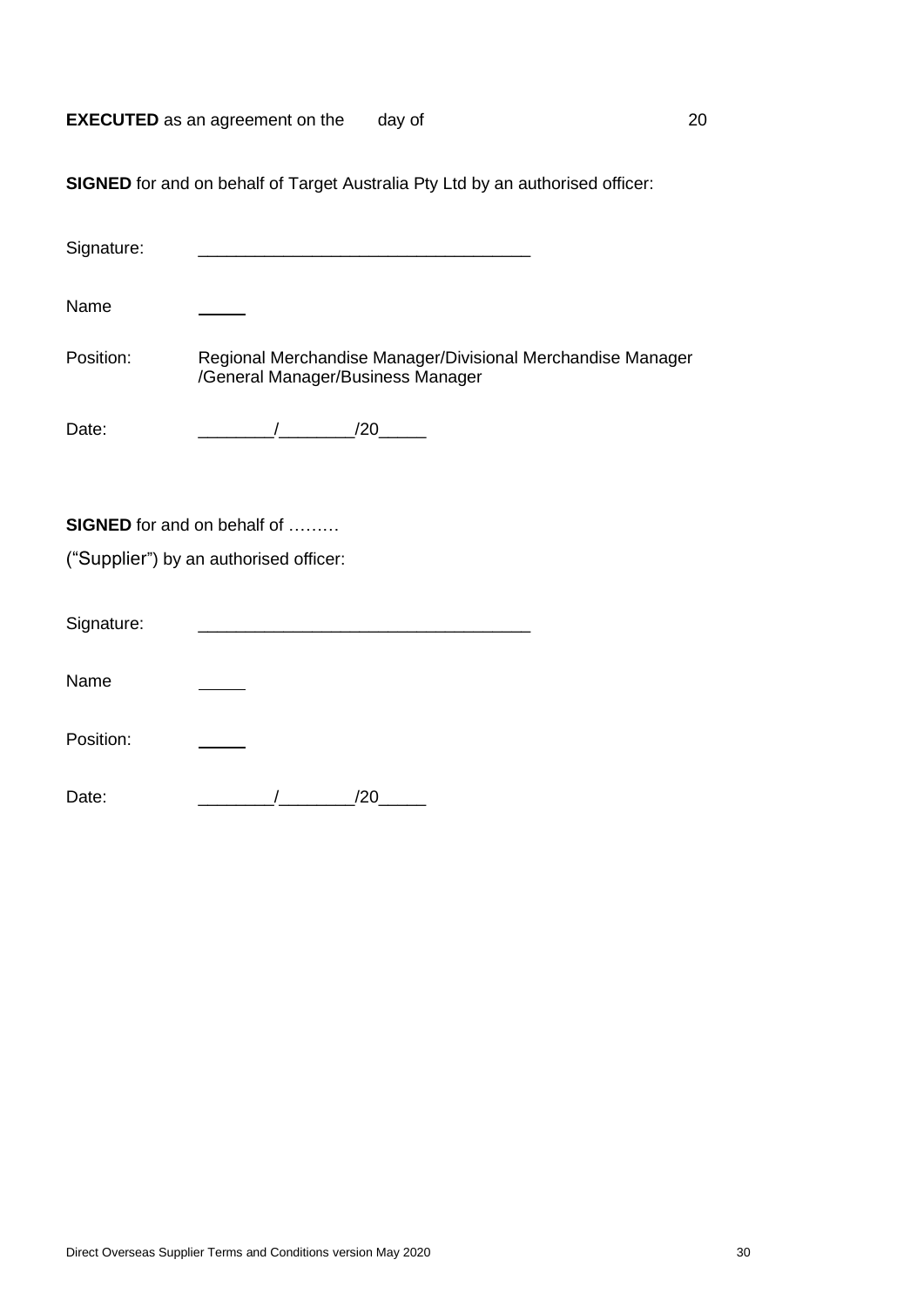**EXECUTED** as an agreement on the day of 20

**SIGNED** for and on behalf of Target Australia Pty Ltd by an authorised officer:

Signature: ___________________________________

Name _____

Position: Regional Merchandise Manager/Divisional Merchandise Manager /General Manager/Business Manager

Date: ________/________/20_____

**SIGNED** for and on behalf of ………

("Supplier") by an authorised officer:

Signature: ___________________________________

Name _____

Position: _____

Date: ________/________/20_____